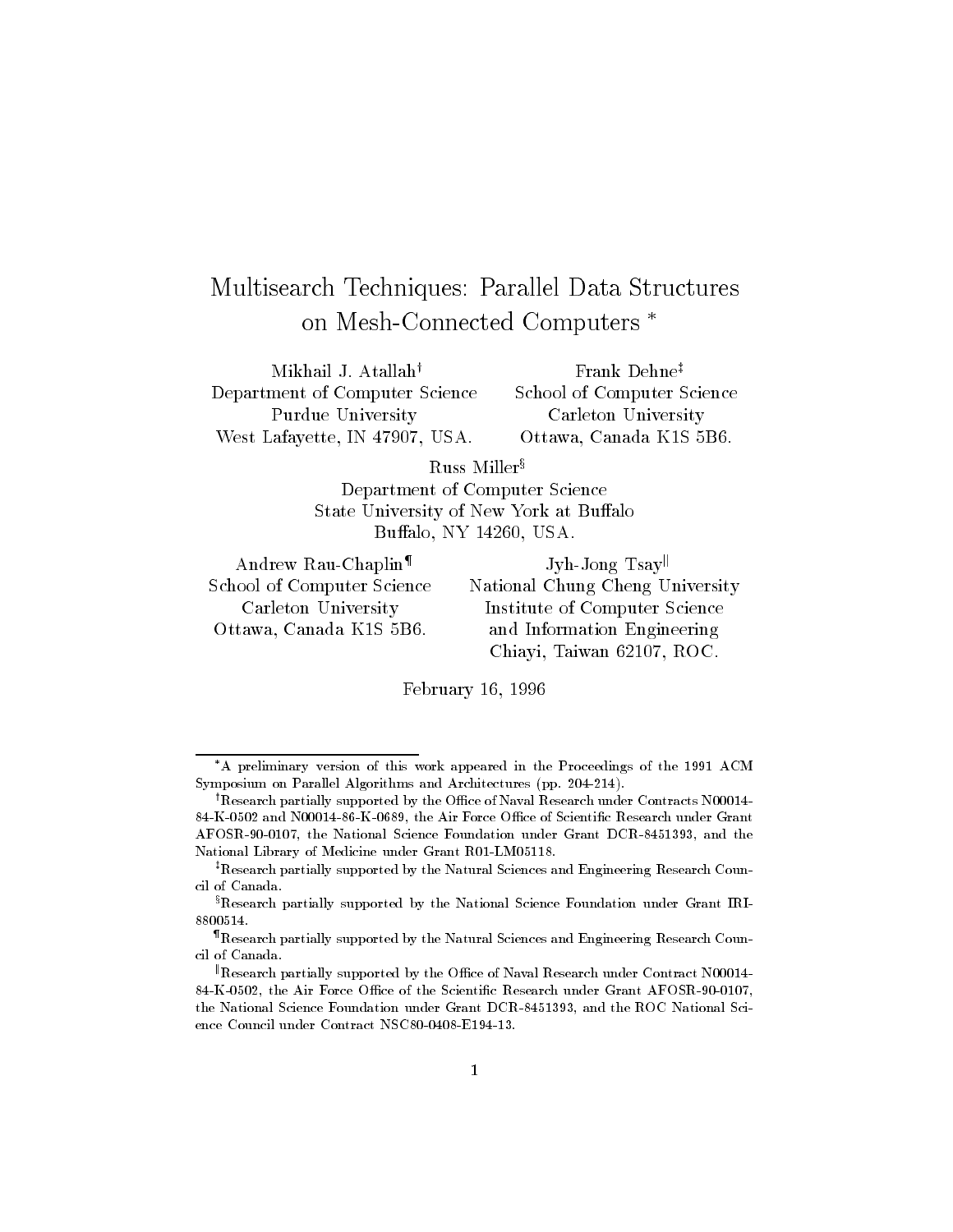# Multisearch Techniques: Parallel Data Structures on Mesh-Connected Computers *

Mikhail J. Atallah†
Department of Computer Science
Purdue University
West Lafayette, IN 47907, USA.

Frank Dehne‡
School of Computer Science
Carleton University
Ottawa, Canada K1S 5B6.

Russ Miller§
Department of Computer Science
State University of New York at Buffalo
Buffalo, NY 14260, USA.

Andrew Rau-Chaplin¶
School of Computer Science
Carleton University
Ottawa, Canada K1S 5B6.

Jyh-Jong Tsay‖
National Chung Cheng University
Institute of Computer Science
and Information Engineering
Chiayi, Taiwan 62107, ROC.

February 16, 1996

---

*A preliminary version of this work appeared in the Proceedings of the 1991 ACM Symposium on Parallel Algorithms and Architectures (pp. 204-214).

†Research partially supported by the Office of Naval Research under Contracts N00014-84-K-0502 and N00014-86-K-0689, the Air Force Office of Scientific Research under Grant AFOSR-90-0107, the National Science Foundation under Grant DCR-8451393, and the National Library of Medicine under Grant R01-LM05118.

‡Research partially supported by the Natural Sciences and Engineering Research Council of Canada.

§Research partially supported by the National Science Foundation under Grant IRI-8800514.

¶Research partially supported by the Natural Sciences and Engineering Research Council of Canada.

‖Research partially supported by the Office of Naval Research under Contract N00014-84-K-0502, the Air Force Office of the Scientific Research under Grant AFOSR-90-0107, the National Science Foundation under Grant DCR-8451393, and the ROC National Science Council under Contract NSC80-0408-E194-13.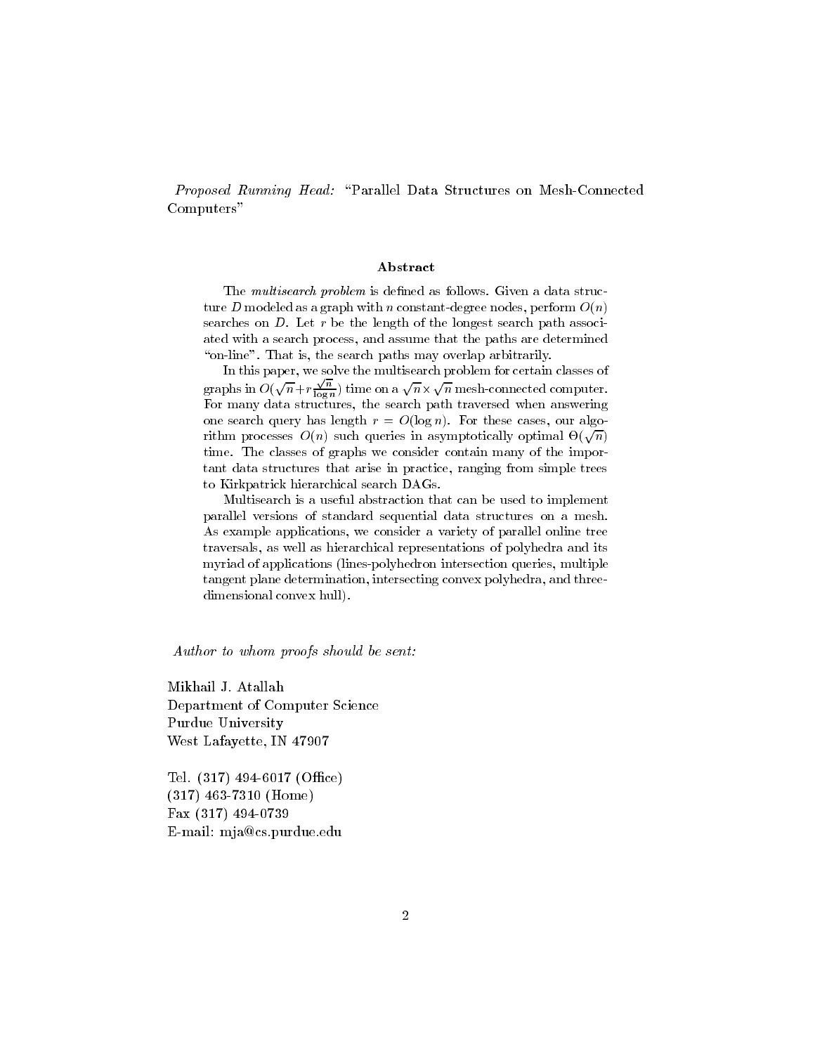*Proposed Running Head:* "Parallel Data Structures on Mesh-Connected Computers"

## Abstract

The *multisearch problem* is defined as follows. Given a data structure $D$ modeled as a graph with $n$ constant-degree nodes, perform $O(n)$ searches on $D$. Let $r$ be the length of the longest search path associated with a search process, and assume that the paths are determined "on-line". That is, the search paths may overlap arbitrarily.

In this paper, we solve the multisearch problem for certain classes of graphs in $O(\sqrt{n} + r\frac{\sqrt{n}}{\log n})$ time on a $\sqrt{n} \times \sqrt{n}$ mesh-connected computer. For many data structures, the search path traversed when answering one search query has length $r = O(\log n)$. For these cases, our algorithm processes $O(n)$ such queries in asymptotically optimal $\Theta(\sqrt{n})$ time. The classes of graphs we consider contain many of the important data structures that arise in practice, ranging from simple trees to Kirkpatrick hierarchical search DAGs.

Multisearch is a useful abstraction that can be used to implement parallel versions of standard sequential data structures on a mesh. As example applications, we consider a variety of parallel online tree traversals, as well as hierarchical representations of polyhedra and its myriad of applications (lines-polyhedron intersection queries, multiple tangent plane determination, intersecting convex polyhedra, and three-dimensional convex hull).

*Author to whom proofs should be sent:*

Mikhail J. Atallah
Department of Computer Science
Purdue University
West Lafayette, IN 47907

Tel. (317) 494-6017 (Office)
(317) 463-7310 (Home)
Fax (317) 494-0739
E-mail: mja@cs.purdue.edu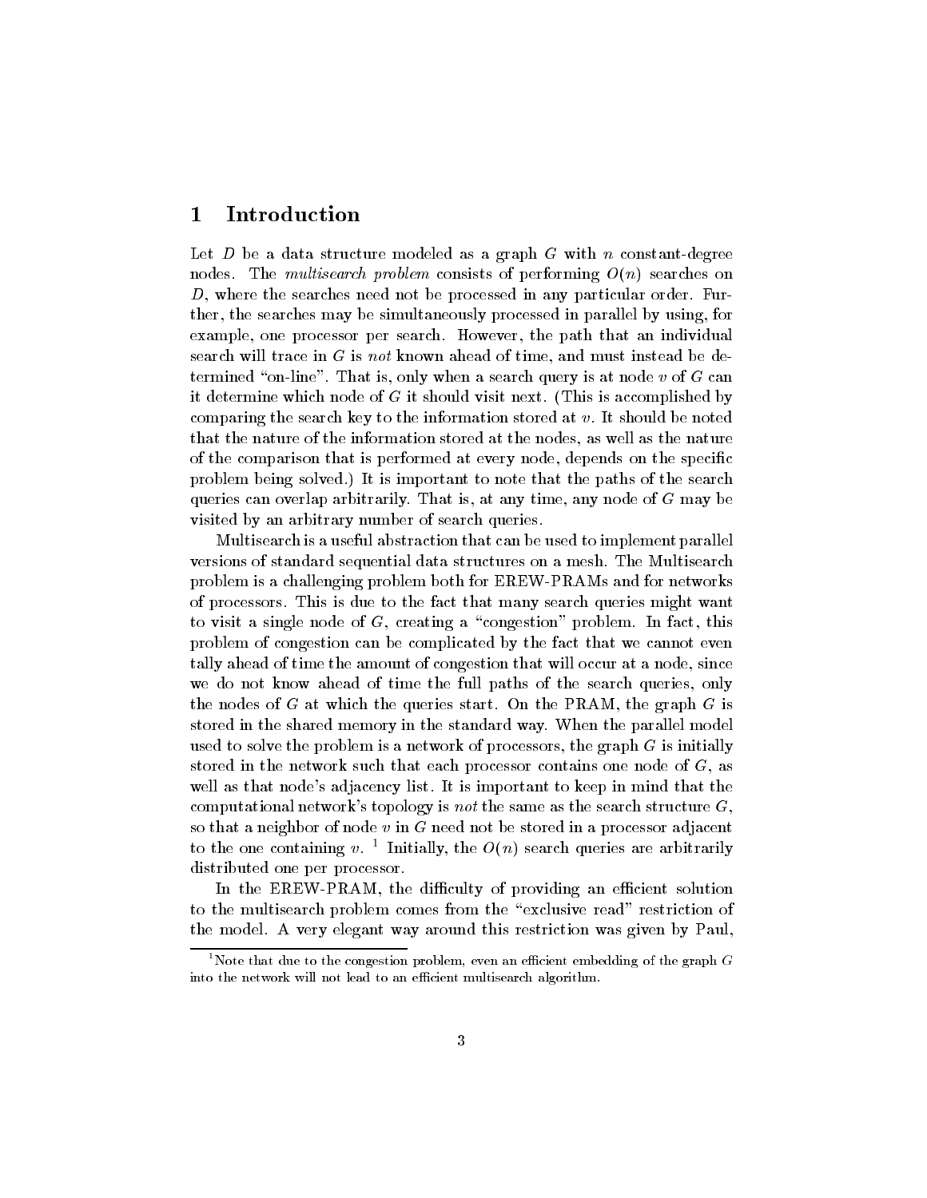# 1 Introduction

Let $D$ be a data structure modeled as a graph $G$ with $n$ constant-degree nodes. The *multisearch problem* consists of performing $O(n)$ searches on $D$, where the searches need not be processed in any particular order. Further, the searches may be simultaneously processed in parallel by using, for example, one processor per search. However, the path that an individual search will trace in $G$ is *not* known ahead of time, and must instead be determined "on-line". That is, only when a search query is at node $v$ of $G$ can it determine which node of $G$ it should visit next. (This is accomplished by comparing the search key to the information stored at $v$. It should be noted that the nature of the information stored at the nodes, as well as the nature of the comparison that is performed at every node, depends on the specific problem being solved.) It is important to note that the paths of the search queries can overlap arbitrarily. That is, at any time, any node of $G$ may be visited by an arbitrary number of search queries.

Multisearch is a useful abstraction that can be used to implement parallel versions of standard sequential data structures on a mesh. The Multisearch problem is a challenging problem both for EREW-PRAMs and for networks of processors. This is due to the fact that many search queries might want to visit a single node of $G$, creating a "congestion" problem. In fact, this problem of congestion can be complicated by the fact that we cannot even tally ahead of time the amount of congestion that will occur at a node, since we do not know ahead of time the full paths of the search queries, only the nodes of $G$ at which the queries start. On the PRAM, the graph $G$ is stored in the shared memory in the standard way. When the parallel model used to solve the problem is a network of processors, the graph $G$ is initially stored in the network such that each processor contains one node of $G$, as well as that node's adjacency list. It is important to keep in mind that the computational network's topology is *not* the same as the search structure $G$, so that a neighbor of node $v$ in $G$ need not be stored in a processor adjacent to the one containing $v$. [1] Initially, the $O(n)$ search queries are arbitrarily distributed one per processor.

In the EREW-PRAM, the difficulty of providing an efficient solution to the multisearch problem comes from the "exclusive read" restriction of the model. A very elegant way around this restriction was given by Paul,

[1] Note that due to the congestion problem, even an efficient embedding of the graph $G$ into the network will not lead to an efficient multisearch algorithm.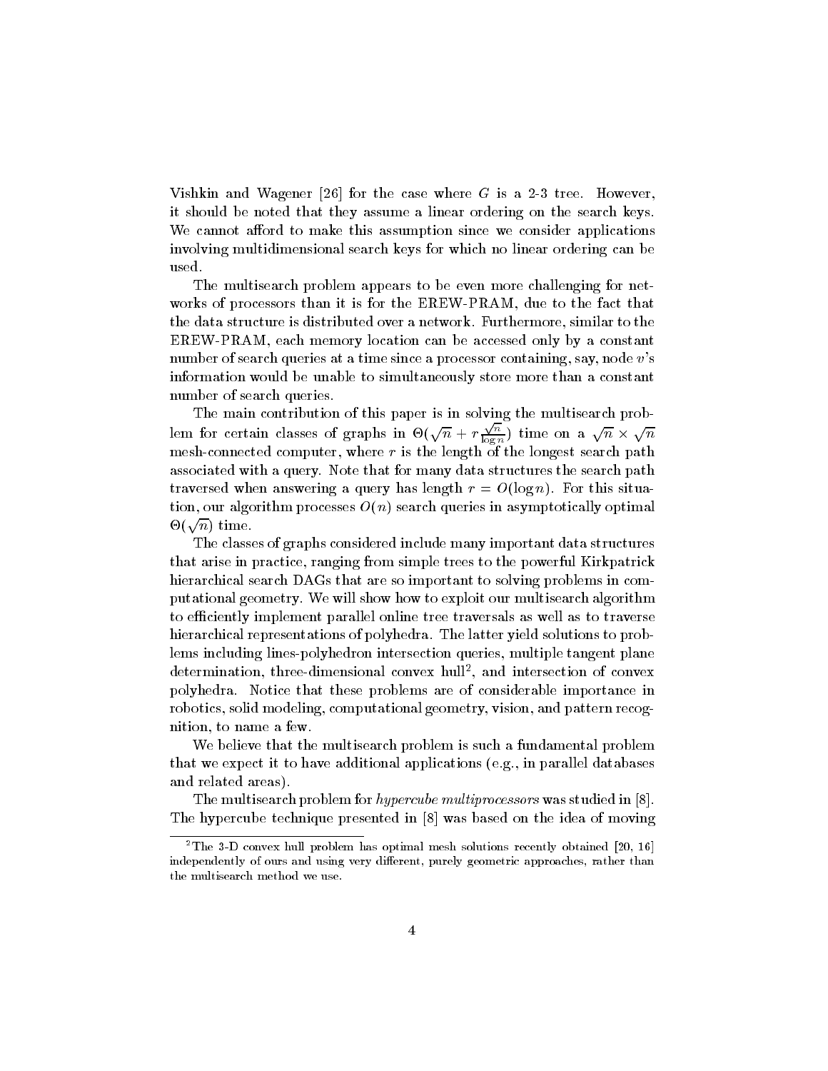Vishkin and Wagener [26] for the case where $G$ is a 2-3 tree. However, it should be noted that they assume a linear ordering on the search keys. We cannot afford to make this assumption since we consider applications involving multidimensional search keys for which no linear ordering can be used.

The multisearch problem appears to be even more challenging for networks of processors than it is for the EREW-PRAM, due to the fact that the data structure is distributed over a network. Furthermore, similar to the EREW-PRAM, each memory location can be accessed only by a constant number of search queries at a time since a processor containing, say, node $v$'s information would be unable to simultaneously store more than a constant number of search queries.

The main contribution of this paper is in solving the multisearch problem for certain classes of graphs in $\Theta(\sqrt{n} + r\frac{\sqrt{n}}{\log n})$ time on a $\sqrt{n} \times \sqrt{n}$ mesh-connected computer, where $r$ is the length of the longest search path associated with a query. Note that for many data structures the search path traversed when answering a query has length $r = O(\log n)$. For this situation, our algorithm processes $O(n)$ search queries in asymptotically optimal $\Theta(\sqrt{n})$ time.

The classes of graphs considered include many important data structures that arise in practice, ranging from simple trees to the powerful Kirkpatrick hierarchical search DAGs that are so important to solving problems in computational geometry. We will show how to exploit our multisearch algorithm to efficiently implement parallel online tree traversals as well as to traverse hierarchical representations of polyhedra. The latter yield solutions to problems including lines-polyhedron intersection queries, multiple tangent plane determination, three-dimensional convex hull[2], and intersection of convex polyhedra. Notice that these problems are of considerable importance in robotics, solid modeling, computational geometry, vision, and pattern recognition, to name a few.

We believe that the multisearch problem is such a fundamental problem that we expect it to have additional applications (e.g., in parallel databases and related areas).

The multisearch problem for *hypercube multiprocessors* was studied in [8]. The hypercube technique presented in [8] was based on the idea of moving

[2] The 3-D convex hull problem has optimal mesh solutions recently obtained [20, 16] independently of ours and using very different, purely geometric approaches, rather than the multisearch method we use.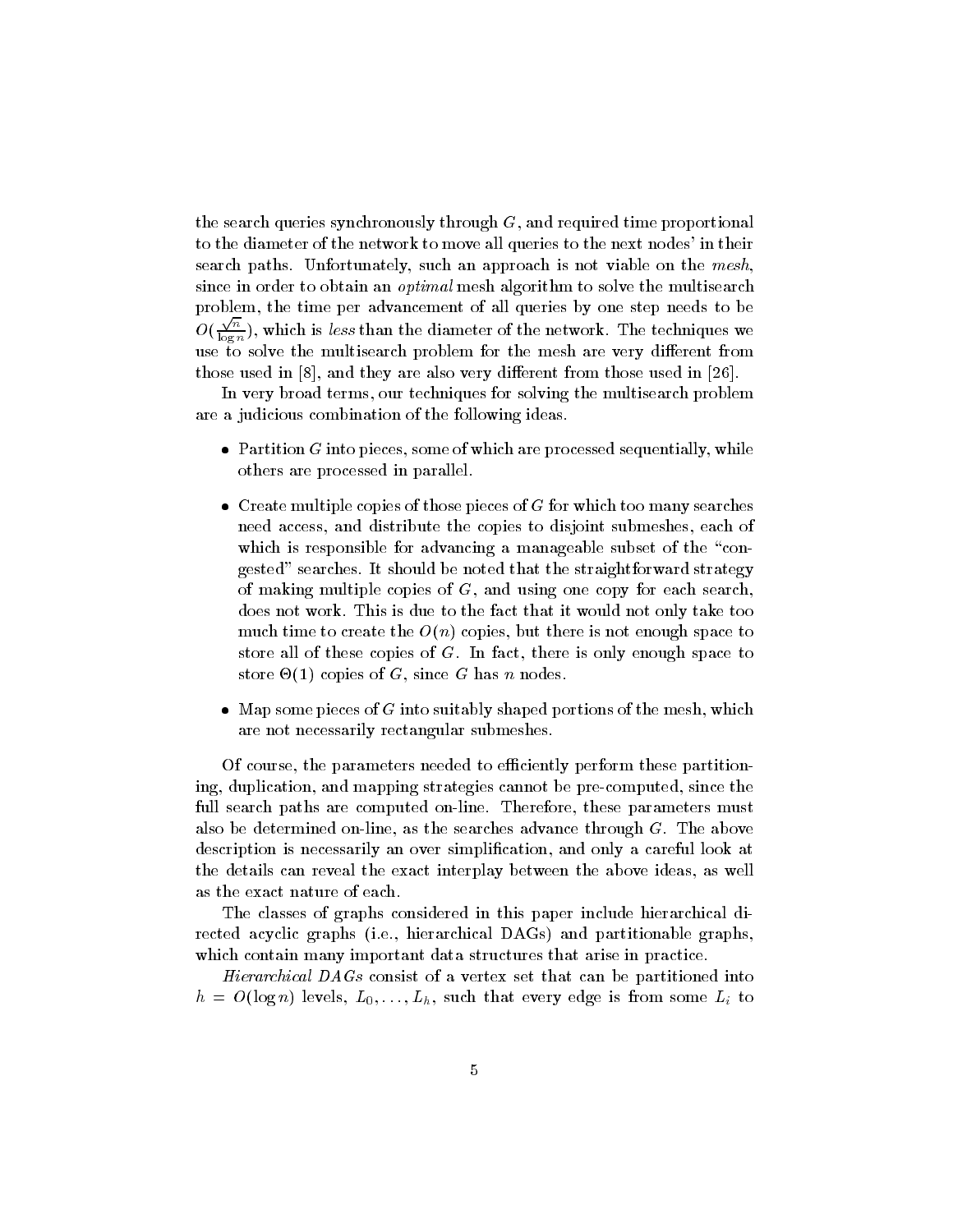the search queries synchronously through $G$, and required time proportional to the diameter of the network to move all queries to the next nodes' in their search paths. Unfortunately, such an approach is not viable on the *mesh*, since in order to obtain an *optimal* mesh algorithm to solve the multisearch problem, the time per advancement of all queries by one step needs to be $O(\frac{\sqrt{n}}{\log n})$, which is *less* than the diameter of the network. The techniques we use to solve the multisearch problem for the mesh are very different from those used in [8], and they are also very different from those used in [26].

In very broad terms, our techniques for solving the multisearch problem are a judicious combination of the following ideas.

- Partition $G$ into pieces, some of which are processed sequentially, while others are processed in parallel.
- Create multiple copies of those pieces of $G$ for which too many searches need access, and distribute the copies to disjoint submeshes, each of which is responsible for advancing a manageable subset of the "congested" searches. It should be noted that the straightforward strategy of making multiple copies of $G$, and using one copy for each search, does not work. This is due to the fact that it would not only take too much time to create the $O(n)$ copies, but there is not enough space to store all of these copies of $G$. In fact, there is only enough space to store $\Theta(1)$ copies of $G$, since $G$ has $n$ nodes.
- Map some pieces of $G$ into suitably shaped portions of the mesh, which are not necessarily rectangular submeshes.

Of course, the parameters needed to efficiently perform these partitioning, duplication, and mapping strategies cannot be pre-computed, since the full search paths are computed on-line. Therefore, these parameters must also be determined on-line, as the searches advance through $G$. The above description is necessarily an over simplification, and only a careful look at the details can reveal the exact interplay between the above ideas, as well as the exact nature of each.

The classes of graphs considered in this paper include hierarchical directed acyclic graphs (i.e., hierarchical DAGs) and partitionable graphs, which contain many important data structures that arise in practice.

*Hierarchical DAGs* consist of a vertex set that can be partitioned into $h = O(\log n)$ levels, $L_0, \ldots, L_h$, such that every edge is from some $L_i$ to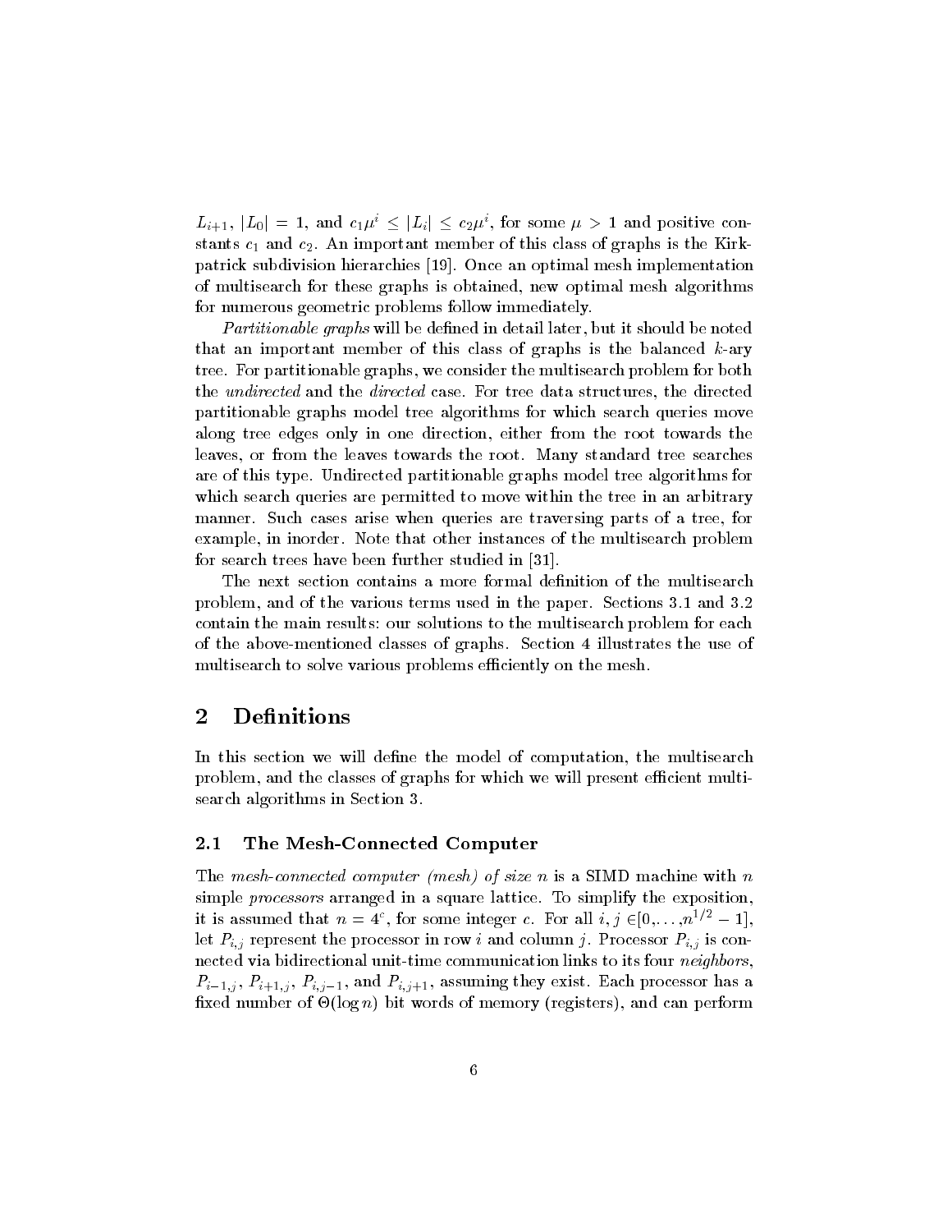$L_{i+1}$, $|L_0| = 1$, and $c_1\mu^i \leq |L_i| \leq c_2\mu^i$, for some $\mu > 1$ and positive constants $c_1$ and $c_2$. An important member of this class of graphs is the Kirkpatrick subdivision hierarchies [19]. Once an optimal mesh implementation of multisearch for these graphs is obtained, new optimal mesh algorithms for numerous geometric problems follow immediately.

*Partitionable graphs* will be defined in detail later, but it should be noted that an important member of this class of graphs is the balanced $k$-ary tree. For partitionable graphs, we consider the multisearch problem for both the *undirected* and the *directed* case. For tree data structures, the directed partitionable graphs model tree algorithms for which search queries move along tree edges only in one direction, either from the root towards the leaves, or from the leaves towards the root. Many standard tree searches are of this type. Undirected partitionable graphs model tree algorithms for which search queries are permitted to move within the tree in an arbitrary manner. Such cases arise when queries are traversing parts of a tree, for example, in inorder. Note that other instances of the multisearch problem for search trees have been further studied in [31].

The next section contains a more formal definition of the multisearch problem, and of the various terms used in the paper. Sections 3.1 and 3.2 contain the main results: our solutions to the multisearch problem for each of the above-mentioned classes of graphs. Section 4 illustrates the use of multisearch to solve various problems efficiently on the mesh.

## 2 Definitions

In this section we will define the model of computation, the multisearch problem, and the classes of graphs for which we will present efficient multisearch algorithms in Section 3.

### 2.1 The Mesh-Connected Computer

The *mesh-connected computer (mesh) of size n* is a SIMD machine with $n$ simple *processors* arranged in a square lattice. To simplify the exposition, it is assumed that $n = 4^c$, for some integer $c$. For all $i, j \in [0, \ldots, n^{1/2} - 1]$, let $P_{i,j}$ represent the processor in row $i$ and column $j$. Processor $P_{i,j}$ is connected via bidirectional unit-time communication links to its four *neighbors*, $P_{i-1,j}$, $P_{i+1,j}$, $P_{i,j-1}$, and $P_{i,j+1}$, assuming they exist. Each processor has a fixed number of $\Theta(\log n)$ bit words of memory (registers), and can perform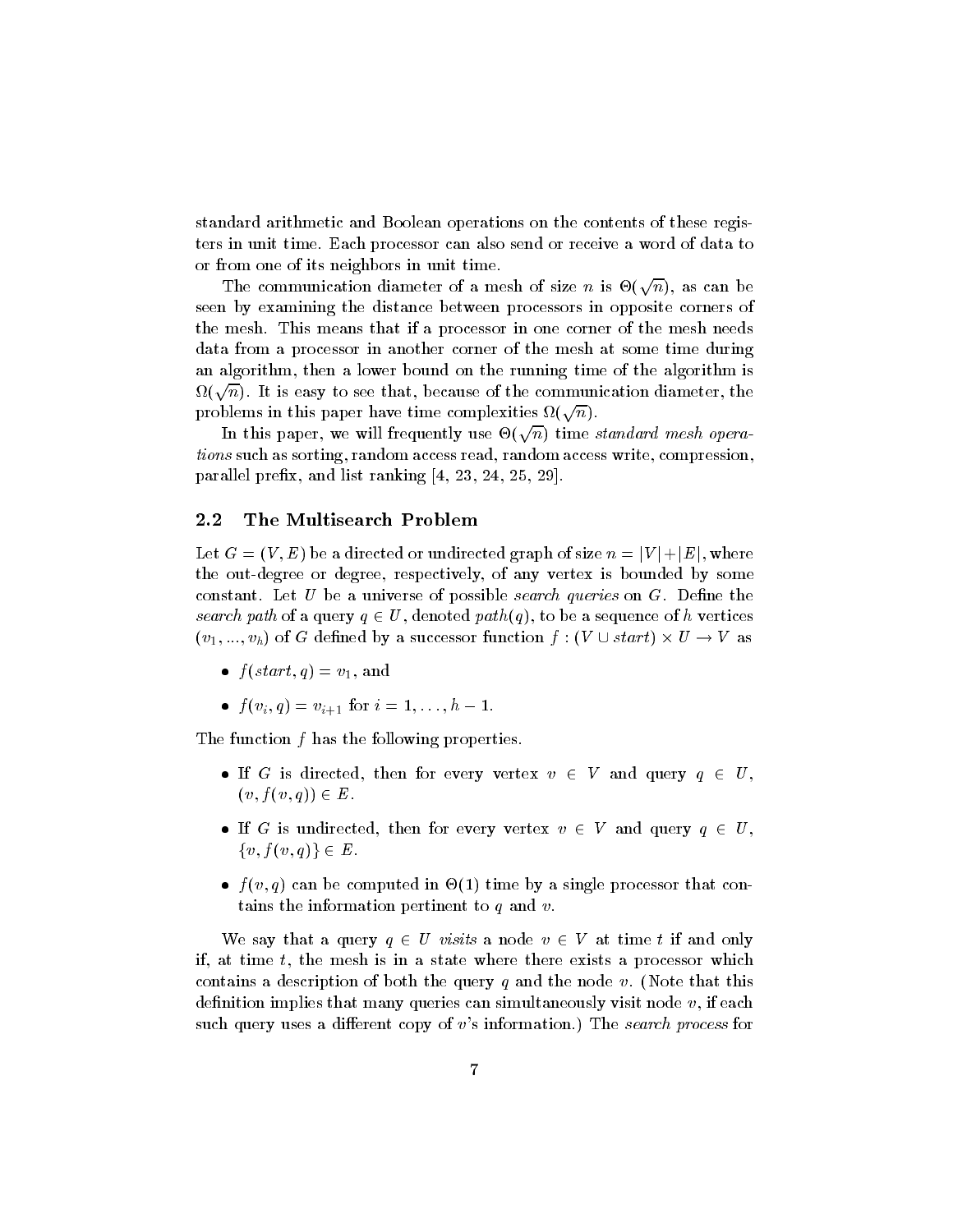standard arithmetic and Boolean operations on the contents of these registers in unit time. Each processor can also send or receive a word of data to or from one of its neighbors in unit time.

The communication diameter of a mesh of size $n$ is $\Theta(\sqrt{n})$, as can be seen by examining the distance between processors in opposite corners of the mesh. This means that if a processor in one corner of the mesh needs data from a processor in another corner of the mesh at some time during an algorithm, then a lower bound on the running time of the algorithm is $\Omega(\sqrt{n})$. It is easy to see that, because of the communication diameter, the problems in this paper have time complexities $\Omega(\sqrt{n})$.

In this paper, we will frequently use $\Theta(\sqrt{n})$ time *standard mesh operations* such as sorting, random access read, random access write, compression, parallel prefix, and list ranking [4, 23, 24, 25, 29].

## 2.2 The Multisearch Problem

Let $G = (V, E)$ be a directed or undirected graph of size $n = |V| + |E|$, where the out-degree or degree, respectively, of any vertex is bounded by some constant. Let $U$ be a universe of possible *search queries* on $G$. Define the *search path* of a query $q \in U$, denoted $path(q)$, to be a sequence of $h$ vertices $(v_1, ..., v_h)$ of $G$ defined by a successor function $f : (V \cup start) \times U \rightarrow V$ as

- $f(start, q) = v_1$, and
- $f(v_i, q) = v_{i+1}$ for $i = 1, \ldots, h-1$.

The function $f$ has the following properties.

- If $G$ is directed, then for every vertex $v \in V$ and query $q \in U$, $(v, f(v, q)) \in E$.
- If $G$ is undirected, then for every vertex $v \in V$ and query $q \in U$, $\{v, f(v, q)\} \in E$.
- $f(v, q)$ can be computed in $\Theta(1)$ time by a single processor that contains the information pertinent to $q$ and $v$.

We say that a query $q \in U$ *visits* a node $v \in V$ at time $t$ if and only if, at time $t$, the mesh is in a state where there exists a processor which contains a description of both the query $q$ and the node $v$. (Note that this definition implies that many queries can simultaneously visit node $v$, if each such query uses a different copy of $v$'s information.) The *search process* for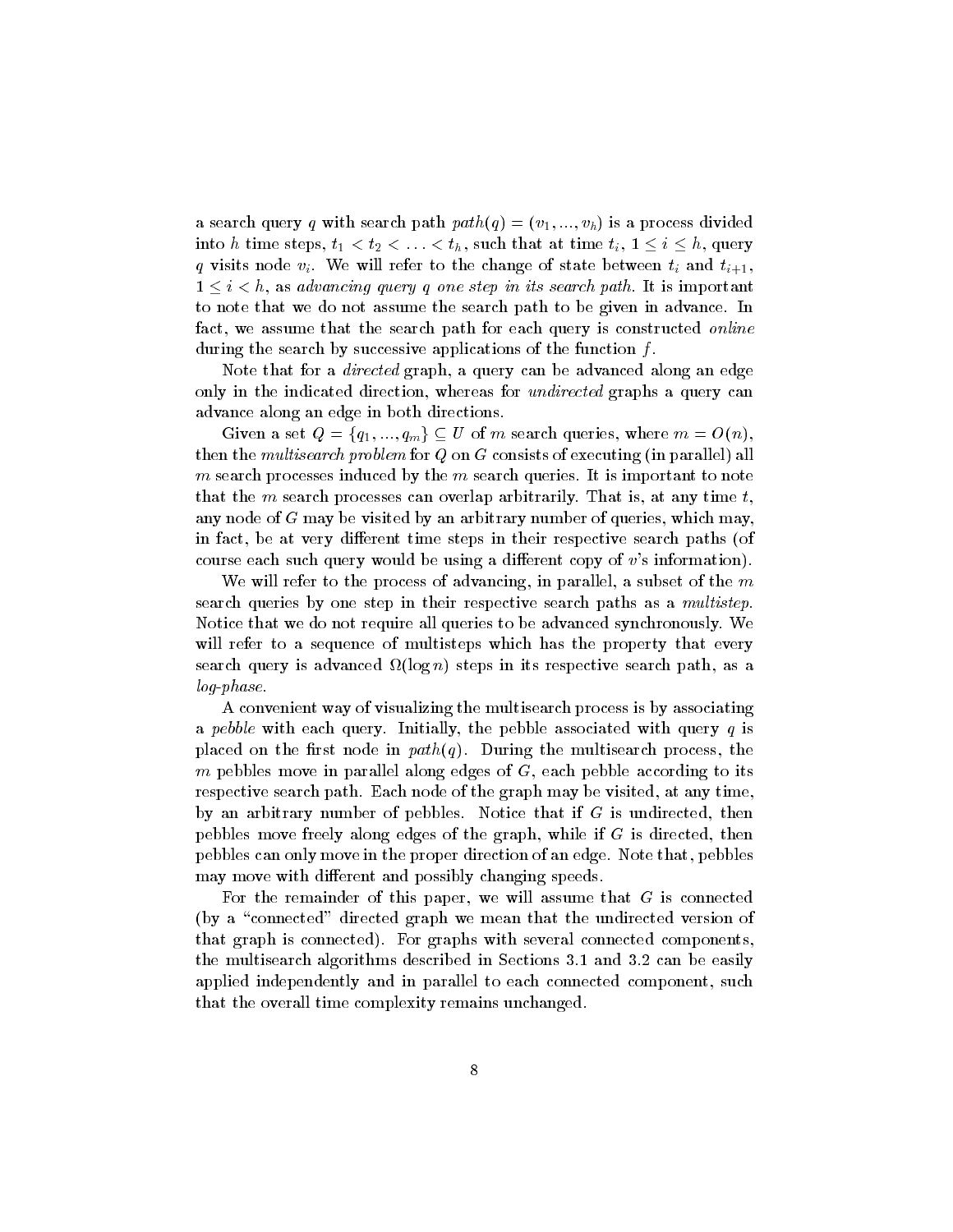a search query $q$ with search path $path(q) = (v_1, ..., v_h)$ is a process divided into $h$ time steps, $t_1 < t_2 < \ldots < t_h$, such that at time $t_i$, $1 \leq i \leq h$, query $q$ visits node $v_i$. We will refer to the change of state between $t_i$ and $t_{i+1}$, $1 \leq i < h$, as *advancing query q one step in its search path*. It is important to note that we do not assume the search path to be given in advance. In fact, we assume that the search path for each query is constructed *online* during the search by successive applications of the function $f$.

Note that for a *directed* graph, a query can be advanced along an edge only in the indicated direction, whereas for *undirected* graphs a query can advance along an edge in both directions.

Given a set $Q = \{q_1, ..., q_m\} \subseteq U$ of $m$ search queries, where $m = O(n)$, then the *multisearch problem* for $Q$ on $G$ consists of executing (in parallel) all $m$ search processes induced by the $m$ search queries. It is important to note that the $m$ search processes can overlap arbitrarily. That is, at any time $t$, any node of $G$ may be visited by an arbitrary number of queries, which may, in fact, be at very different time steps in their respective search paths (of course each such query would be using a different copy of $v$'s information).

We will refer to the process of advancing, in parallel, a subset of the $m$ search queries by one step in their respective search paths as a *multistep*. Notice that we do not require all queries to be advanced synchronously. We will refer to a sequence of multisteps which has the property that every search query is advanced $\Omega(\log n)$ steps in its respective search path, as a *log-phase*.

A convenient way of visualizing the multisearch process is by associating a *pebble* with each query. Initially, the pebble associated with query $q$ is placed on the first node in $path(q)$. During the multisearch process, the $m$ pebbles move in parallel along edges of $G$, each pebble according to its respective search path. Each node of the graph may be visited, at any time, by an arbitrary number of pebbles. Notice that if $G$ is undirected, then pebbles move freely along edges of the graph, while if $G$ is directed, then pebbles can only move in the proper direction of an edge. Note that, pebbles may move with different and possibly changing speeds.

For the remainder of this paper, we will assume that $G$ is connected (by a "connected" directed graph we mean that the undirected version of that graph is connected). For graphs with several connected components, the multisearch algorithms described in Sections 3.1 and 3.2 can be easily applied independently and in parallel to each connected component, such that the overall time complexity remains unchanged.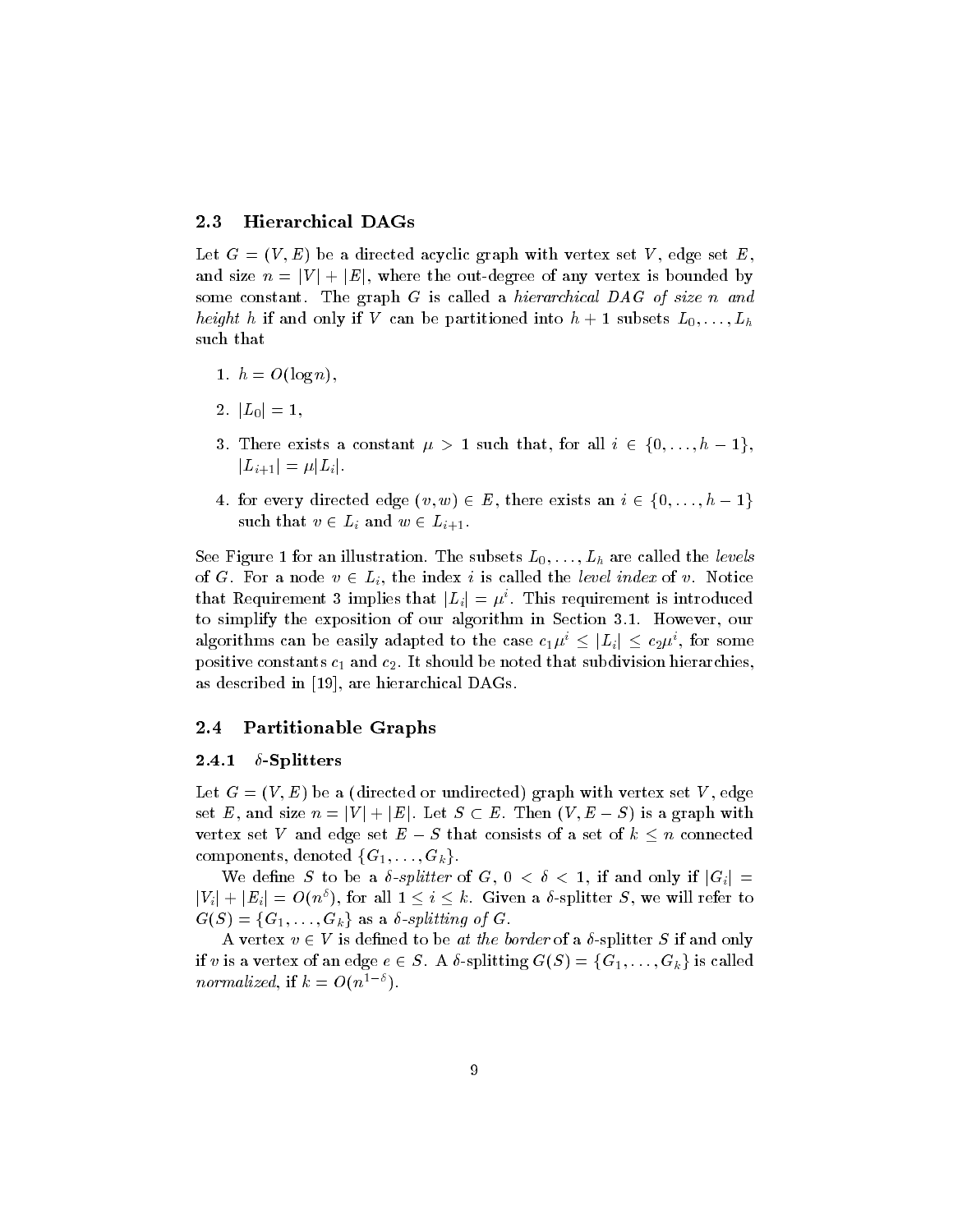### 2.3 Hierarchical DAGs

Let $G = (V, E)$ be a directed acyclic graph with vertex set $V$, edge set $E$, and size $n = |V| + |E|$, where the out-degree of any vertex is bounded by some constant. The graph $G$ is called a *hierarchical DAG of size n and height h* if and only if $V$ can be partitioned into $h + 1$ subsets $L_0, \ldots, L_h$ such that

1. $h = O(\log n)$,
2. $|L_0| = 1$,
3. There exists a constant $\mu > 1$ such that, for all $i \in \{0, \ldots, h-1\}$, $|L_{i+1}| = \mu |L_i|$.
4. for every directed edge $(v, w) \in E$, there exists an $i \in \{0, \ldots, h-1\}$ such that $v \in L_i$ and $w \in L_{i+1}$.

See Figure 1 for an illustration. The subsets $L_0, \ldots, L_h$ are called the *levels* of $G$. For a node $v \in L_i$, the index $i$ is called the *level index* of $v$. Notice that Requirement 3 implies that $|L_i| = \mu^i$. This requirement is introduced to simplify the exposition of our algorithm in Section 3.1. However, our algorithms can be easily adapted to the case $c_1 \mu^i \leq |L_i| \leq c_2 \mu^i$, for some positive constants $c_1$ and $c_2$. It should be noted that subdivision hierarchies, as described in [19], are hierarchical DAGs.

### 2.4 Partitionable Graphs

#### 2.4.1 $\delta$-Splitters

Let $G = (V, E)$ be a (directed or undirected) graph with vertex set $V$, edge set $E$, and size $n = |V| + |E|$. Let $S \subset E$. Then $(V, E - S)$ is a graph with vertex set $V$ and edge set $E - S$ that consists of a set of $k \leq n$ connected components, denoted $\{G_1, \ldots, G_k\}$.

We define $S$ to be a *$\delta$-splitter* of $G$, $0 < \delta < 1$, if and only if $|G_i| = |V_i| + |E_i| = O(n^\delta)$, for all $1 \leq i \leq k$. Given a $\delta$-splitter $S$, we will refer to $G(S) = \{G_1, \ldots, G_k\}$ as a *$\delta$-splitting of G*.

A vertex $v \in V$ is defined to be *at the border* of a $\delta$-splitter $S$ if and only if $v$ is a vertex of an edge $e \in S$. A $\delta$-splitting $G(S) = \{G_1, \ldots, G_k\}$ is called *normalized*, if $k = O(n^{1-\delta})$.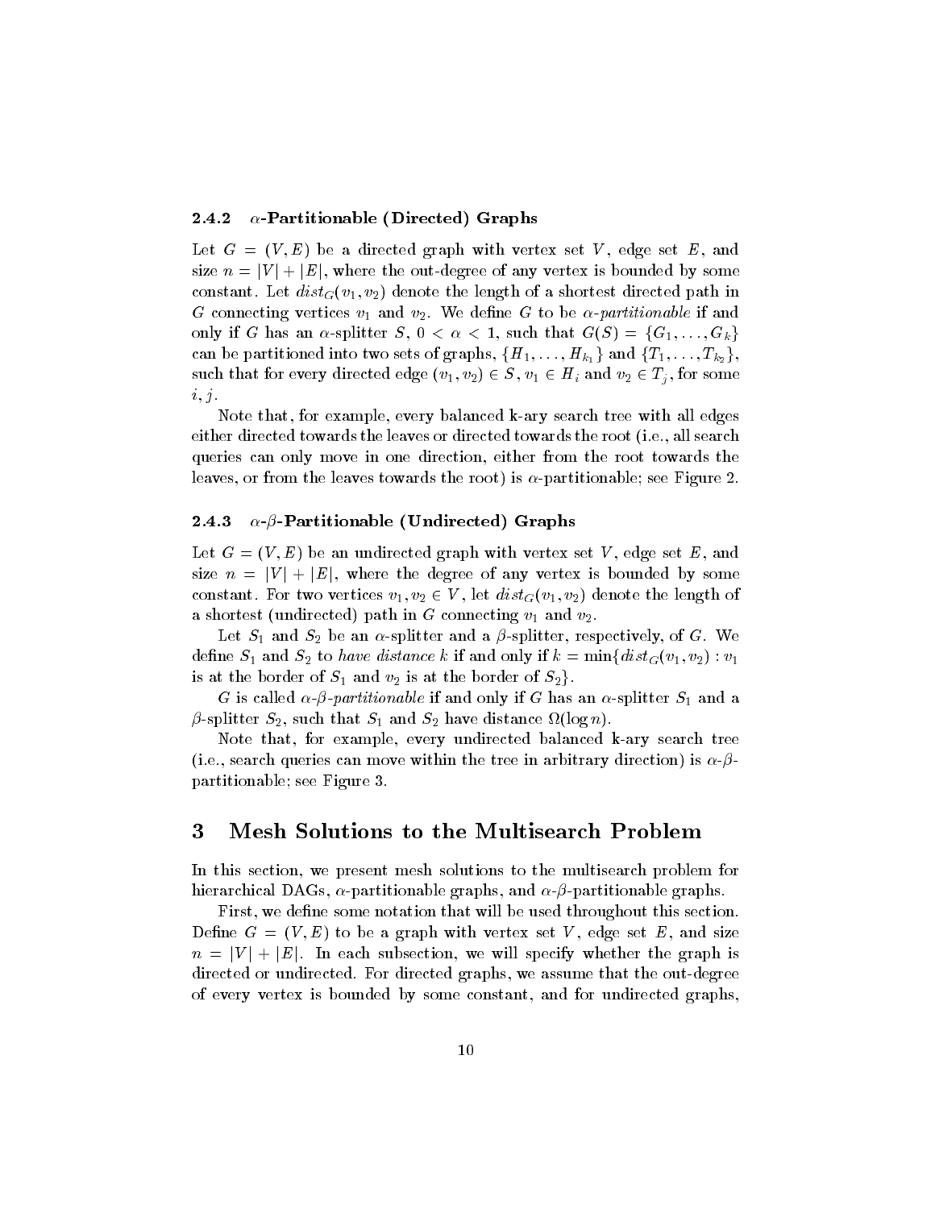#### 2.4.2 $\alpha$-Partitionable (Directed) Graphs

Let $G = (V, E)$ be a directed graph with vertex set $V$, edge set $E$, and size $n = |V| + |E|$, where the out-degree of any vertex is bounded by some constant. Let $dist_G(v_1, v_2)$ denote the length of a shortest directed path in $G$ connecting vertices $v_1$ and $v_2$. We define $G$ to be *$\alpha$-partitionable* if and only if $G$ has an $\alpha$-splitter $S$, $0 < \alpha < 1$, such that $G(S) = \{G_1, \ldots, G_k\}$ can be partitioned into two sets of graphs, $\{H_1, \ldots, H_{k_1}\}$ and $\{T_1, \ldots, T_{k_2}\}$, such that for every directed edge $(v_1, v_2) \in S$, $v_1 \in H_i$ and $v_2 \in T_j$, for some $i, j$.

Note that, for example, every balanced k-ary search tree with all edges either directed towards the leaves or directed towards the root (i.e., all search queries can only move in one direction, either from the root towards the leaves, or from the leaves towards the root) is $\alpha$-partitionable; see Figure 2.

#### 2.4.3 $\alpha$-$\beta$-Partitionable (Undirected) Graphs

Let $G = (V, E)$ be an undirected graph with vertex set $V$, edge set $E$, and size $n = |V| + |E|$, where the degree of any vertex is bounded by some constant. For two vertices $v_1, v_2 \in V$, let $dist_G(v_1, v_2)$ denote the length of a shortest (undirected) path in $G$ connecting $v_1$ and $v_2$.

Let $S_1$ and $S_2$ be an $\alpha$-splitter and a $\beta$-splitter, respectively, of $G$. We define $S_1$ and $S_2$ to *have distance* $k$ if and only if $k = \min\{dist_G(v_1, v_2) : v_1$ is at the border of $S_1$ and $v_2$ is at the border of $S_2\}$.

$G$ is called *$\alpha$-$\beta$-partitionable* if and only if $G$ has an $\alpha$-splitter $S_1$ and a $\beta$-splitter $S_2$, such that $S_1$ and $S_2$ have distance $\Omega(\log n)$.

Note that, for example, every undirected balanced k-ary search tree (i.e., search queries can move within the tree in arbitrary direction) is $\alpha$-$\beta$-partitionable; see Figure 3.

## 3 Mesh Solutions to the Multisearch Problem

In this section, we present mesh solutions to the multisearch problem for hierarchical DAGs, $\alpha$-partitionable graphs, and $\alpha$-$\beta$-partitionable graphs.

First, we define some notation that will be used throughout this section. Define $G = (V, E)$ to be a graph with vertex set $V$, edge set $E$, and size $n = |V| + |E|$. In each subsection, we will specify whether the graph is directed or undirected. For directed graphs, we assume that the out-degree of every vertex is bounded by some constant, and for undirected graphs,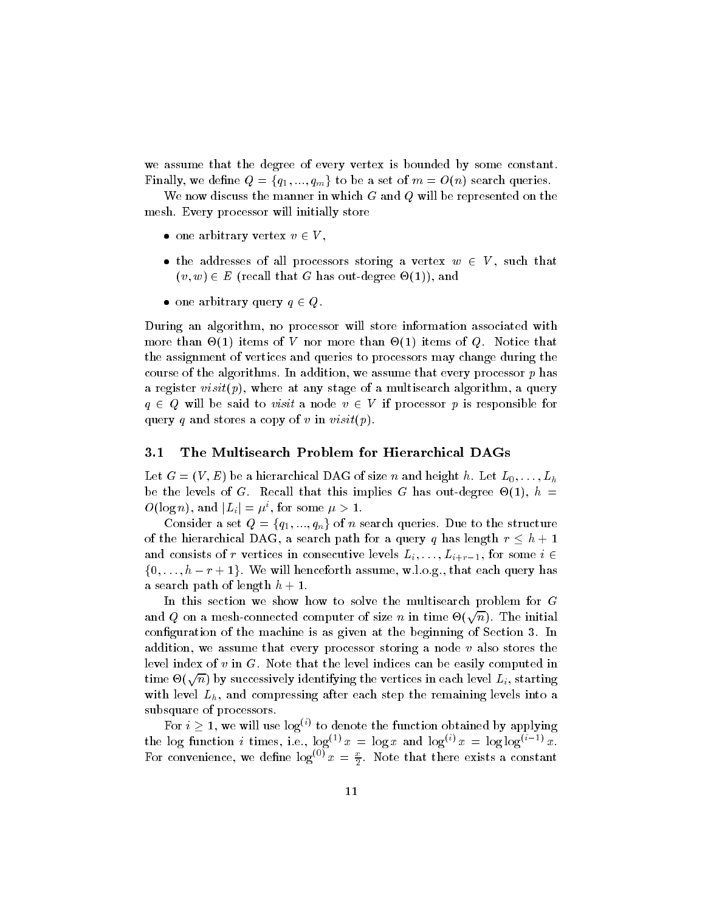we assume that the degree of every vertex is bounded by some constant. Finally, we define $Q = \{q_1, ..., q_m\}$ to be a set of $m = O(n)$ search queries.

We now discuss the manner in which $G$ and $Q$ will be represented on the mesh. Every processor will initially store

- one arbitrary vertex $v \in V$,
- the addresses of all processors storing a vertex $w \in V$, such that $(v, w) \in E$ (recall that $G$ has out-degree $\Theta(1)$), and
- one arbitrary query $q \in Q$.

During an algorithm, no processor will store information associated with more than $\Theta(1)$ items of $V$ nor more than $\Theta(1)$ items of $Q$. Notice that the assignment of vertices and queries to processors may change during the course of the algorithms. In addition, we assume that every processor $p$ has a register $visit(p)$, where at any stage of a multisearch algorithm, a query $q \in Q$ will be said to *visit* a node $v \in V$ if processor $p$ is responsible for query $q$ and stores a copy of $v$ in $visit(p)$.

### 3.1 The Multisearch Problem for Hierarchical DAGs

Let $G = (V, E)$ be a hierarchical DAG of size $n$ and height $h$. Let $L_0, \ldots, L_h$ be the levels of $G$. Recall that this implies $G$ has out-degree $\Theta(1)$, $h = O(\log n)$, and $|L_i| = \mu^i$, for some $\mu > 1$.

Consider a set $Q = \{q_1, ..., q_n\}$ of $n$ search queries. Due to the structure of the hierarchical DAG, a search path for a query $q$ has length $r \leq h + 1$ and consists of $r$ vertices in consecutive levels $L_i, \ldots, L_{i+r-1}$, for some $i \in \{0, \ldots, h - r + 1\}$. We will henceforth assume, w.l.o.g., that each query has a search path of length $h + 1$.

In this section we show how to solve the multisearch problem for $G$ and $Q$ on a mesh-connected computer of size $n$ in time $\Theta(\sqrt{n})$. The initial configuration of the machine is as given at the beginning of Section 3. In addition, we assume that every processor storing a node $v$ also stores the level index of $v$ in $G$. Note that the level indices can be easily computed in time $\Theta(\sqrt{n})$ by successively identifying the vertices in each level $L_i$, starting with level $L_h$, and compressing after each step the remaining levels into a subsquare of processors.

For $i \geq 1$, we will use $\log^{(i)}$ to denote the function obtained by applying the log function $i$ times, i.e., $\log^{(1)} x = \log x$ and $\log^{(i)} x = \log \log^{(i-1)} x$. For convenience, we define $\log^{(0)} x = \frac{x}{2}$. Note that there exists a constant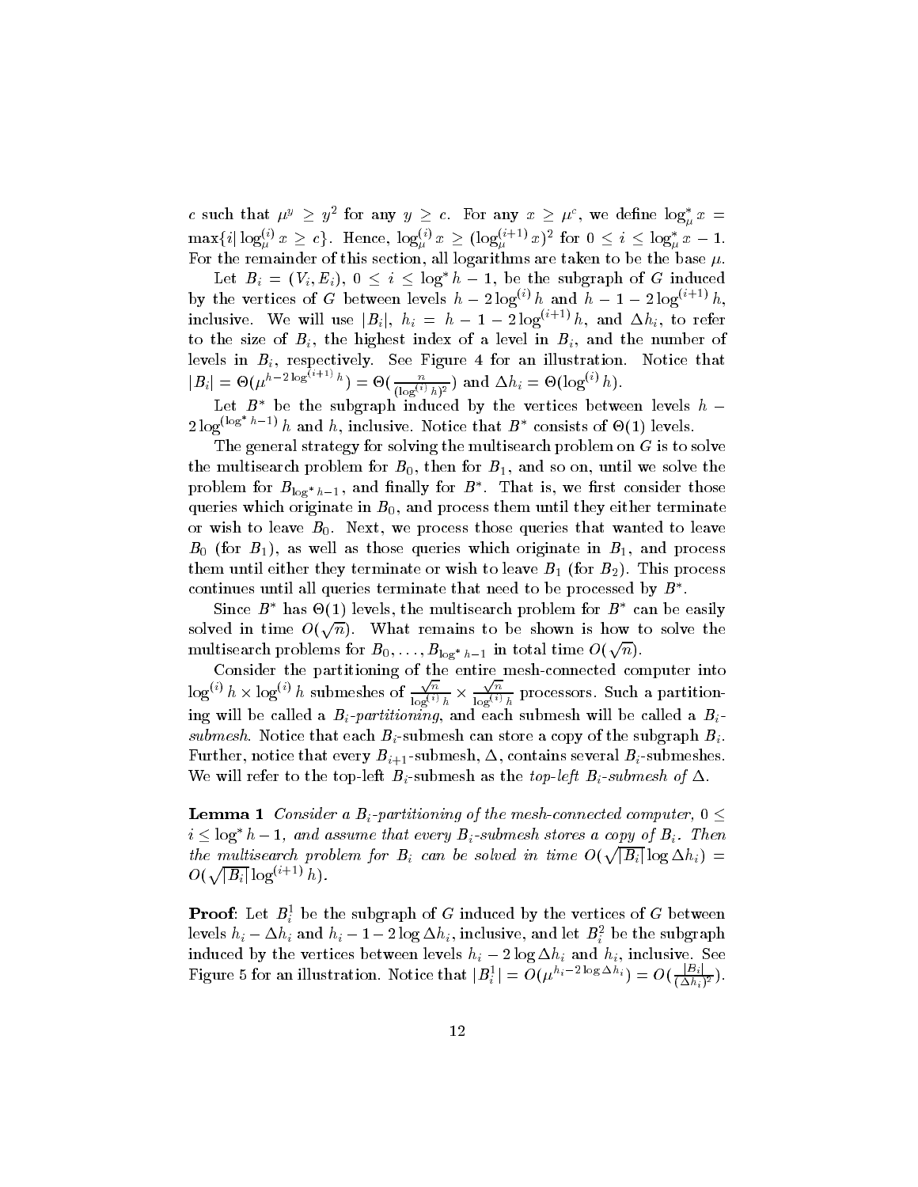$c$ such that $\mu^y \geq y^2$ for any $y \geq c$. For any $x \geq \mu^c$, we define $\log_\mu^* x = \max\{i | \log_\mu^{(i)} x \geq c\}$. Hence, $\log_\mu^{(i)} x \geq (\log_\mu^{(i+1)} x)^2$ for $0 \leq i \leq \log_\mu^* x - 1$. For the remainder of this section, all logarithms are taken to be the base $\mu$.

Let $B_i = (V_i, E_i)$, $0 \leq i \leq \log^* h - 1$, be the subgraph of $G$ induced by the vertices of $G$ between levels $h - 2\log^{(i)} h$ and $h - 1 - 2\log^{(i+1)} h$, inclusive. We will use $|B_i|$, $h_i = h - 1 - 2\log^{(i+1)} h$, and $\Delta h_i$, to refer to the size of $B_i$, the highest index of a level in $B_i$, and the number of levels in $B_i$, respectively. See Figure 4 for an illustration. Notice that $|B_i| = \Theta(\mu^{h - 2\log^{(i+1)} h}) = \Theta(\frac{n}{(\log^{(i)} h)^2})$ and $\Delta h_i = \Theta(\log^{(i)} h)$.

Let $B^*$ be the subgraph induced by the vertices between levels $h - 2\log^{(\log^* h - 1)} h$ and $h$, inclusive. Notice that $B^*$ consists of $\Theta(1)$ levels.

The general strategy for solving the multisearch problem on $G$ is to solve the multisearch problem for $B_0$, then for $B_1$, and so on, until we solve the problem for $B_{\log^* h - 1}$, and finally for $B^*$. That is, we first consider those queries which originate in $B_0$, and process them until they either terminate or wish to leave $B_0$. Next, we process those queries that wanted to leave $B_0$ (for $B_1$), as well as those queries which originate in $B_1$, and process them until either they terminate or wish to leave $B_1$ (for $B_2$). This process continues until all queries terminate that need to be processed by $B^*$.

Since $B^*$ has $\Theta(1)$ levels, the multisearch problem for $B^*$ can be easily solved in time $O(\sqrt{n})$. What remains to be shown is how to solve the multisearch problems for $B_0, \ldots, B_{\log^* h - 1}$ in total time $O(\sqrt{n})$.

Consider the partitioning of the entire mesh-connected computer into $\log^{(i)} h \times \log^{(i)} h$ submeshes of $\frac{\sqrt{n}}{\log^{(i)} h} \times \frac{\sqrt{n}}{\log^{(i)} h}$ processors. Such a partitioning will be called a *$B_i$-partitioning*, and each submesh will be called a *$B_i$-submesh*. Notice that each $B_i$-submesh can store a copy of the subgraph $B_i$. Further, notice that every $B_{i+1}$-submesh, $\Delta$, contains several $B_i$-submeshes. We will refer to the top-left $B_i$-submesh as the *top-left $B_i$-submesh of $\Delta$*.

**Lemma 1** *Consider a $B_i$-partitioning of the mesh-connected computer, $0 \leq i \leq \log^* h - 1$, and assume that every $B_i$-submesh stores a copy of $B_i$. Then the multisearch problem for $B_i$ can be solved in time $O(\sqrt{|B_i|}\log \Delta h_i) = O(\sqrt{|B_i|}\log^{(i+1)} h)$.*

**Proof**: Let $B_i^1$ be the subgraph of $G$ induced by the vertices of $G$ between levels $h_i - \Delta h_i$ and $h_i - 1 - 2\log \Delta h_i$, inclusive, and let $B_i^2$ be the subgraph induced by the vertices between levels $h_i - 2\log \Delta h_i$ and $h_i$, inclusive. See Figure 5 for an illustration. Notice that $|B_i^1| = O(\mu^{h_i - 2\log \Delta h_i}) = O(\frac{|B_i|}{(\Delta h_i)^2})$.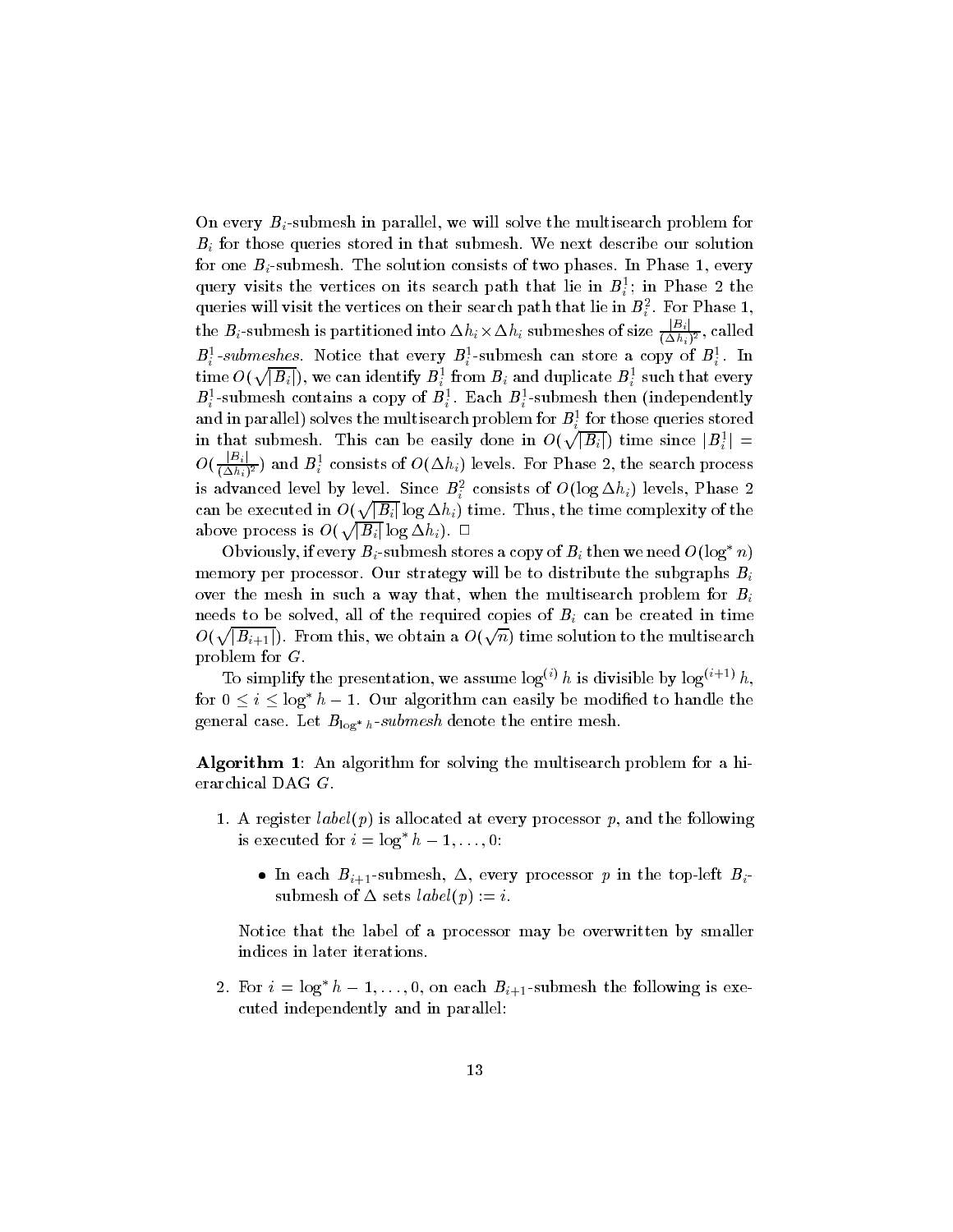On every $B_i$-submesh in parallel, we will solve the multisearch problem for $B_i$ for those queries stored in that submesh. We next describe our solution for one $B_i$-submesh. The solution consists of two phases. In Phase 1, every query visits the vertices on its search path that lie in $B_i^1$; in Phase 2 the queries will visit the vertices on their search path that lie in $B_i^2$. For Phase 1, the $B_i$-submesh is partitioned into $\Delta h_i \times \Delta h_i$ submeshes of size $\frac{|B_i|}{(\Delta h_i)^2}$, called $B_i^1$-*submeshes*. Notice that every $B_i^1$-submesh can store a copy of $B_i^1$. In time $O(\sqrt{|B_i|})$, we can identify $B_i^1$ from $B_i$ and duplicate $B_i^1$ such that every $B_i^1$-submesh contains a copy of $B_i^1$. Each $B_i^1$-submesh then (independently and in parallel) solves the multisearch problem for $B_i^1$ for those queries stored in that submesh. This can be easily done in $O(\sqrt{|B_i|})$ time since $|B_i^1| = O(\frac{|B_i|}{(\Delta h_i)^2})$ and $B_i^1$ consists of $O(\Delta h_i)$ levels. For Phase 2, the search process is advanced level by level. Since $B_i^2$ consists of $O(\log \Delta h_i)$ levels, Phase 2 can be executed in $O(\sqrt{|B_i|} \log \Delta h_i)$ time. Thus, the time complexity of the above process is $O(\sqrt{|B_i|} \log \Delta h_i)$. □

Obviously, if every $B_i$-submesh stores a copy of $B_i$ then we need $O(\log^* n)$ memory per processor. Our strategy will be to distribute the subgraphs $B_i$ over the mesh in such a way that, when the multisearch problem for $B_i$ needs to be solved, all of the required copies of $B_i$ can be created in time $O(\sqrt{|B_{i+1}|})$. From this, we obtain a $O(\sqrt{n})$ time solution to the multisearch problem for $G$.

To simplify the presentation, we assume $\log^{(i)} h$ is divisible by $\log^{(i+1)} h$, for $0 \leq i \leq \log^* h - 1$. Our algorithm can easily be modified to handle the general case. Let $B_{\log^* h}$-*submesh* denote the entire mesh.

**Algorithm 1**: An algorithm for solving the multisearch problem for a hierarchical DAG $G$.

1. A register *label*$(p)$ is allocated at every processor $p$, and the following is executed for $i = \log^* h - 1, \ldots, 0$:

   - In each $B_{i+1}$-submesh, $\Delta$, every processor $p$ in the top-left $B_i$-submesh of $\Delta$ sets *label*$(p) := i$.

   Notice that the label of a processor may be overwritten by smaller indices in later iterations.

2. For $i = \log^* h - 1, \ldots, 0$, on each $B_{i+1}$-submesh the following is executed independently and in parallel: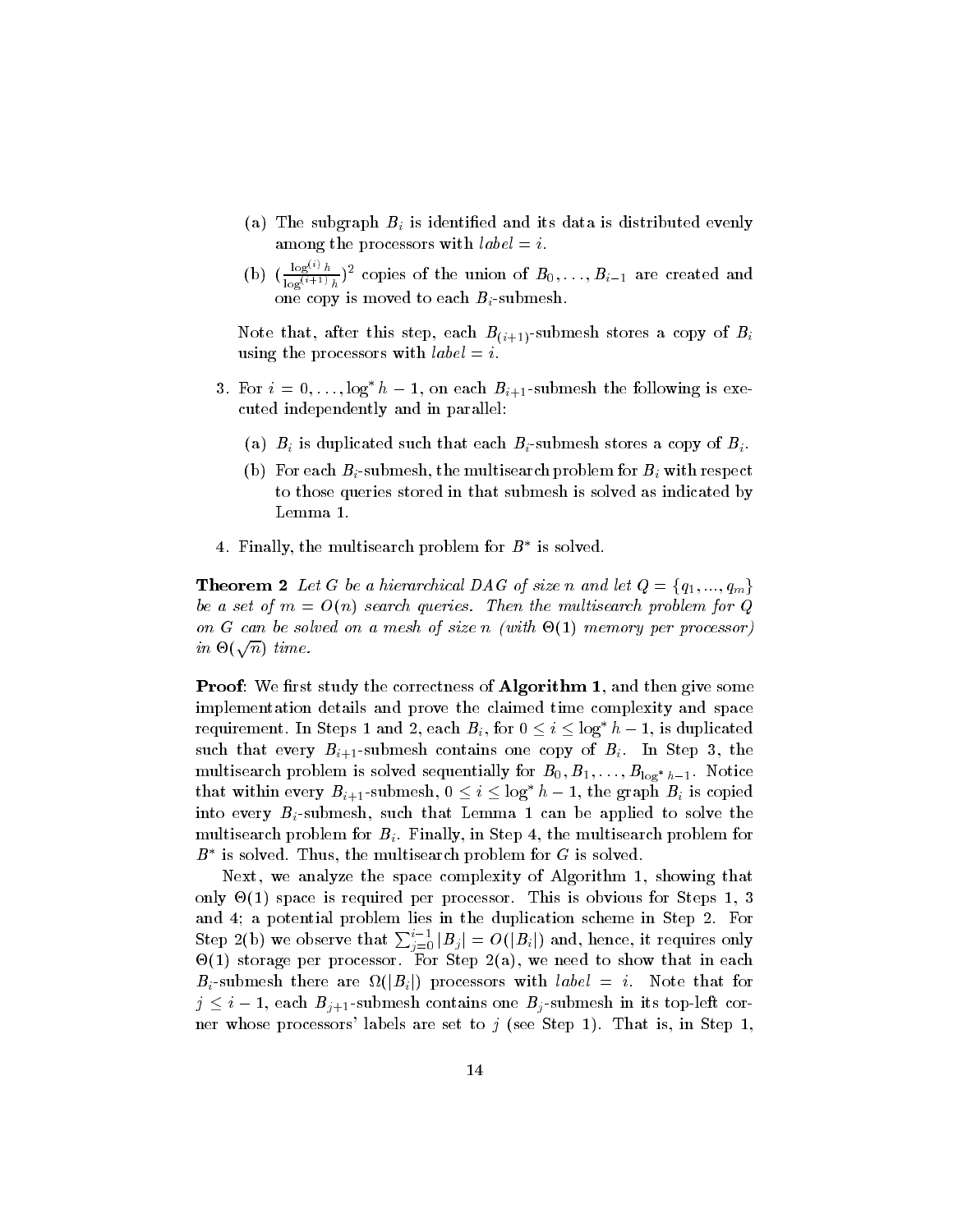(a) The subgraph $B_i$ is identified and its data is distributed evenly among the processors with $label = i$.

(b) $(\frac{\log^{(i)} h}{\log^{(i+1)} h})^2$ copies of the union of $B_0, \ldots, B_{i-1}$ are created and one copy is moved to each $B_i$-submesh.

Note that, after this step, each $B_{(i+1)}$-submesh stores a copy of $B_i$ using the processors with $label = i$.

3. For $i = 0, \ldots, \log^* h - 1$, on each $B_{i+1}$-submesh the following is executed independently and in parallel:

   (a) $B_i$ is duplicated such that each $B_i$-submesh stores a copy of $B_i$.

   (b) For each $B_i$-submesh, the multisearch problem for $B_i$ with respect to those queries stored in that submesh is solved as indicated by Lemma 1.

4. Finally, the multisearch problem for $B^*$ is solved.

**Theorem 2** *Let $G$ be a hierarchical DAG of size $n$ and let $Q = \{q_1, ..., q_m\}$ be a set of $m = O(n)$ search queries. Then the multisearch problem for $Q$ on $G$ can be solved on a mesh of size $n$ (with $\Theta(1)$ memory per processor) in $\Theta(\sqrt{n})$ time.*

**Proof**: We first study the correctness of **Algorithm 1**, and then give some implementation details and prove the claimed time complexity and space requirement. In Steps 1 and 2, each $B_i$, for $0 \leq i \leq \log^* h - 1$, is duplicated such that every $B_{i+1}$-submesh contains one copy of $B_i$. In Step 3, the multisearch problem is solved sequentially for $B_0, B_1, \ldots, B_{\log^* h - 1}$. Notice that within every $B_{i+1}$-submesh, $0 \leq i \leq \log^* h - 1$, the graph $B_i$ is copied into every $B_i$-submesh, such that Lemma 1 can be applied to solve the multisearch problem for $B_i$. Finally, in Step 4, the multisearch problem for $B^*$ is solved. Thus, the multisearch problem for $G$ is solved.

Next, we analyze the space complexity of Algorithm 1, showing that only $\Theta(1)$ space is required per processor. This is obvious for Steps 1, 3 and 4; a potential problem lies in the duplication scheme in Step 2. For Step 2(b) we observe that $\sum_{j=0}^{i-1} |B_j| = O(|B_i|)$ and, hence, it requires only $\Theta(1)$ storage per processor. For Step 2(a), we need to show that in each $B_i$-submesh there are $\Omega(|B_i|)$ processors with $label = i$. Note that for $j \leq i - 1$, each $B_{j+1}$-submesh contains one $B_j$-submesh in its top-left corner whose processors' labels are set to $j$ (see Step 1). That is, in Step 1,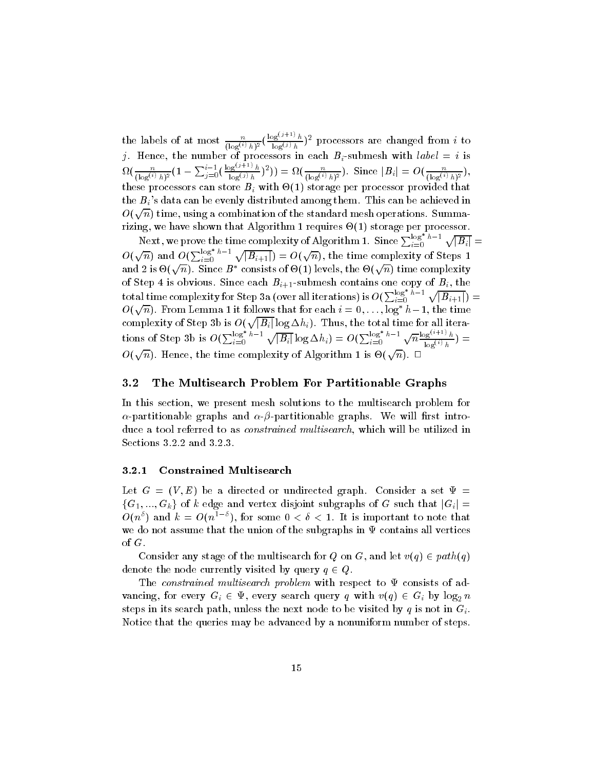the labels of at most $\frac{n}{(\log^{(i)} h)^2}(\frac{\log^{(j+1)} h}{\log^{(j)} h})^2$ processors are changed from $i$ to $j$. Hence, the number of processors in each $B_i$-submesh with $label = i$ is $\Omega(\frac{n}{(\log^{(i)} h)^2}(1 - \sum_{j=0}^{i-1}(\frac{\log^{(j+1)} h}{\log^{(j)} h})^2)) = \Omega(\frac{n}{(\log^{(i)} h)^2})$. Since $|B_i| = O(\frac{n}{(\log^{(i)} h)^2})$, these processors can store $B_i$ with $\Theta(1)$ storage per processor provided that the $B_i$'s data can be evenly distributed among them. This can be achieved in $O(\sqrt{n})$ time, using a combination of the standard mesh operations. Summarizing, we have shown that Algorithm 1 requires $\Theta(1)$ storage per processor.

Next, we prove the time complexity of Algorithm 1. Since $\sum_{i=0}^{\log^* h-1} \sqrt{|B_i|} = O(\sqrt{n})$ and $O(\sum_{i=0}^{\log^* h-1} \sqrt{|B_{i+1}|}) = O(\sqrt{n})$, the time complexity of Steps 1 and 2 is $\Theta(\sqrt{n})$. Since $B^*$ consists of $\Theta(1)$ levels, the $\Theta(\sqrt{n})$ time complexity of Step 4 is obvious. Since each $B_{i+1}$-submesh contains one copy of $B_i$, the total time complexity for Step 3a (over all iterations) is $O(\sum_{i=0}^{\log^* h-1} \sqrt{|B_{i+1}|}) = O(\sqrt{n})$. From Lemma 1 it follows that for each $i = 0, \ldots, \log^* h - 1$, the time complexity of Step 3b is $O(\sqrt{|B_i|} \log \Delta h_i)$. Thus, the total time for all iterations of Step 3b is $O(\sum_{i=0}^{\log^* h-1} \sqrt{|B_i|} \log \Delta h_i) = O(\sum_{i=0}^{\log^* h-1} \sqrt{n} \frac{\log^{(i+1)} h}{\log^{(i)} h}) = O(\sqrt{n})$. Hence, the time complexity of Algorithm 1 is $\Theta(\sqrt{n})$. $\Box$

## 3.2 The Multisearch Problem For Partitionable Graphs

In this section, we present mesh solutions to the multisearch problem for $\alpha$-partitionable graphs and $\alpha$-$\beta$-partitionable graphs. We will first introduce a tool referred to as *constrained multisearch*, which will be utilized in Sections 3.2.2 and 3.2.3.

### 3.2.1 Constrained Multisearch

Let $G = (V, E)$ be a directed or undirected graph. Consider a set $\Psi = \{G_1, ..., G_k\}$ of $k$ edge and vertex disjoint subgraphs of $G$ such that $|G_i| = O(n^\delta)$ and $k = O(n^{1-\delta})$, for some $0 < \delta < 1$. It is important to note that we do not assume that the union of the subgraphs in $\Psi$ contains all vertices of $G$.

Consider any stage of the multisearch for $Q$ on $G$, and let $v(q) \in path(q)$ denote the node currently visited by query $q \in Q$.

The *constrained multisearch problem* with respect to $\Psi$ consists of advancing, for every $G_i \in \Psi$, every search query $q$ with $v(q) \in G_i$ by $\log_2 n$ steps in its search path, unless the next node to be visited by $q$ is not in $G_i$. Notice that the queries may be advanced by a nonuniform number of steps.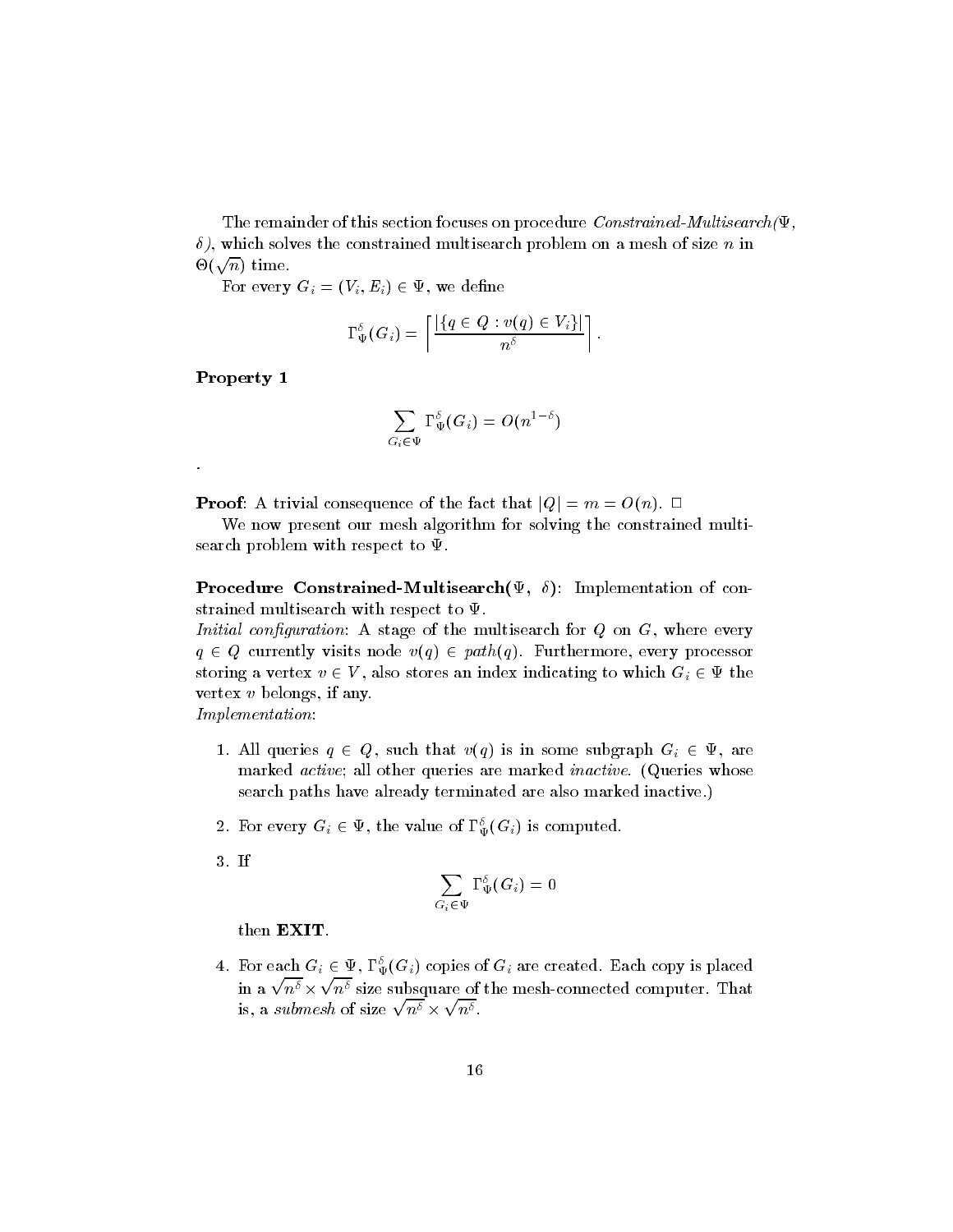The remainder of this section focuses on procedure *Constrained-Multisearch*($\Psi$, $\delta$), which solves the constrained multisearch problem on a mesh of size $n$ in $\Theta(\sqrt{n})$ time.

For every $G_i = (V_i, E_i) \in \Psi$, we define

$$\Gamma_\Psi^\delta(G_i) = \left\lceil \frac{|\{q \in Q : v(q) \in V_i\}|}{n^\delta} \right\rceil .$$

**Property 1**

$$\sum_{G_i \in \Psi} \Gamma_\Psi^\delta(G_i) = O(n^{1-\delta})$$

.

**Proof**: A trivial consequence of the fact that $|Q| = m = O(n)$. $\Box$

We now present our mesh algorithm for solving the constrained multisearch problem with respect to $\Psi$.

**Procedure Constrained-Multisearch($\Psi$, $\delta$)**: Implementation of constrained multisearch with respect to $\Psi$.

*Initial configuration*: A stage of the multisearch for $Q$ on $G$, where every $q \in Q$ currently visits node $v(q) \in path(q)$. Furthermore, every processor storing a vertex $v \in V$, also stores an index indicating to which $G_i \in \Psi$ the vertex $v$ belongs, if any.

*Implementation*:

1. All queries $q \in Q$, such that $v(q)$ is in some subgraph $G_i \in \Psi$, are marked *active*; all other queries are marked *inactive*. (Queries whose search paths have already terminated are also marked inactive.)

2. For every $G_i \in \Psi$, the value of $\Gamma_\Psi^\delta(G_i)$ is computed.

3. If
$$\sum_{G_i \in \Psi} \Gamma_\Psi^\delta(G_i) = 0$$
then **EXIT**.

4. For each $G_i \in \Psi$, $\Gamma_\Psi^\delta(G_i)$ copies of $G_i$ are created. Each copy is placed in a $\sqrt{n^\delta} \times \sqrt{n^\delta}$ size subsquare of the mesh-connected computer. That is, a *submesh* of size $\sqrt{n^\delta} \times \sqrt{n^\delta}$.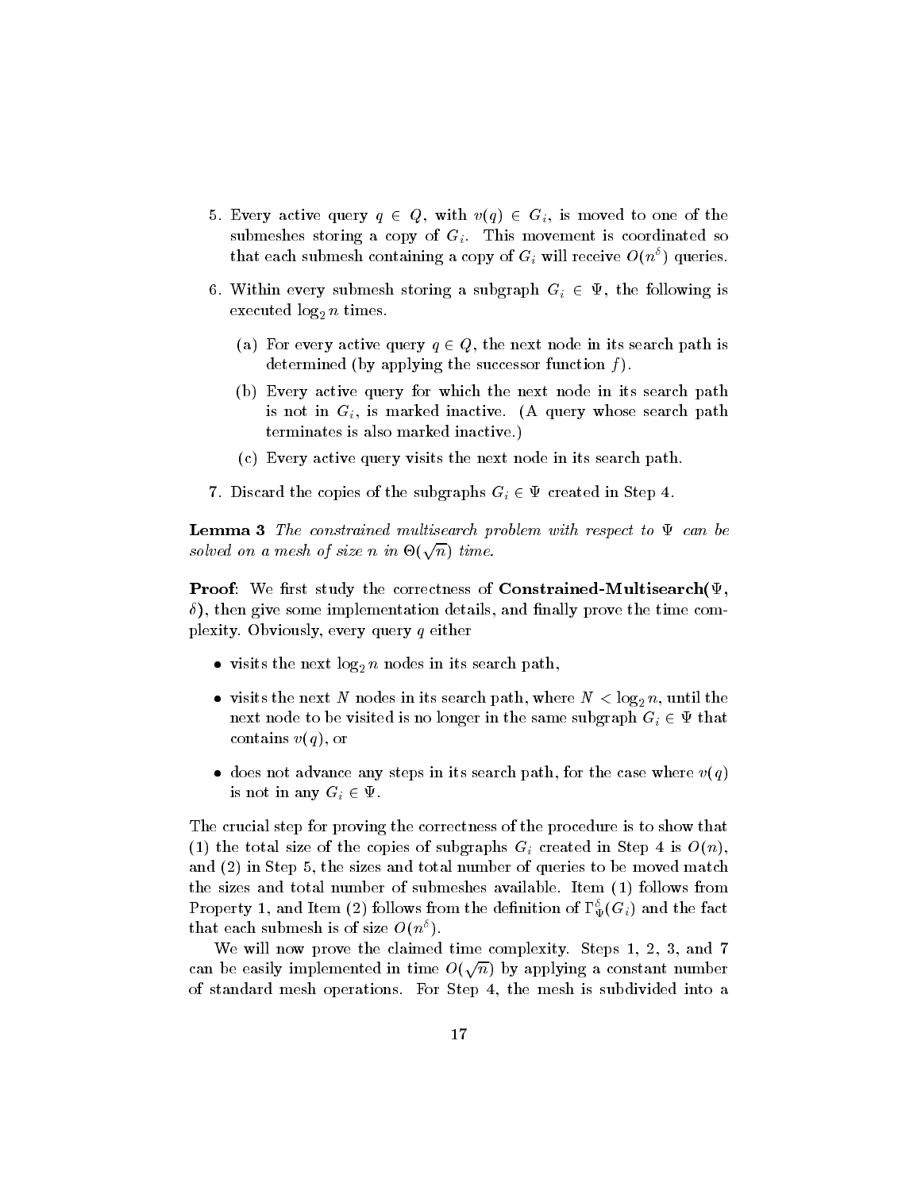5. Every active query $q \in Q$, with $v(q) \in G_i$, is moved to one of the submeshes storing a copy of $G_i$. This movement is coordinated so that each submesh containing a copy of $G_i$ will receive $O(n^\delta)$ queries.

6. Within every submesh storing a subgraph $G_i \in \Psi$, the following is executed $\log_2 n$ times.

   (a) For every active query $q \in Q$, the next node in its search path is determined (by applying the successor function $f$).

   (b) Every active query for which the next node in its search path is not in $G_i$, is marked inactive. (A query whose search path terminates is also marked inactive.)

   (c) Every active query visits the next node in its search path.

7. Discard the copies of the subgraphs $G_i \in \Psi$ created in Step 4.

**Lemma 3** *The constrained multisearch problem with respect to $\Psi$ can be solved on a mesh of size $n$ in $\Theta(\sqrt{n})$ time.*

**Proof**: We first study the correctness of **Constrained-Multisearch($\Psi$, $\delta$)**, then give some implementation details, and finally prove the time complexity. Obviously, every query $q$ either

- visits the next $\log_2 n$ nodes in its search path,
- visits the next $N$ nodes in its search path, where $N < \log_2 n$, until the next node to be visited is no longer in the same subgraph $G_i \in \Psi$ that contains $v(q)$, or
- does not advance any steps in its search path, for the case where $v(q)$ is not in any $G_i \in \Psi$.

The crucial step for proving the correctness of the procedure is to show that (1) the total size of the copies of subgraphs $G_i$ created in Step 4 is $O(n)$, and (2) in Step 5, the sizes and total number of queries to be moved match the sizes and total number of submeshes available. Item (1) follows from Property 1, and Item (2) follows from the definition of $\Gamma_\Psi^\delta(G_i)$ and the fact that each submesh is of size $O(n^\delta)$.

We will now prove the claimed time complexity. Steps 1, 2, 3, and 7 can be easily implemented in time $O(\sqrt{n})$ by applying a constant number of standard mesh operations. For Step 4, the mesh is subdivided into a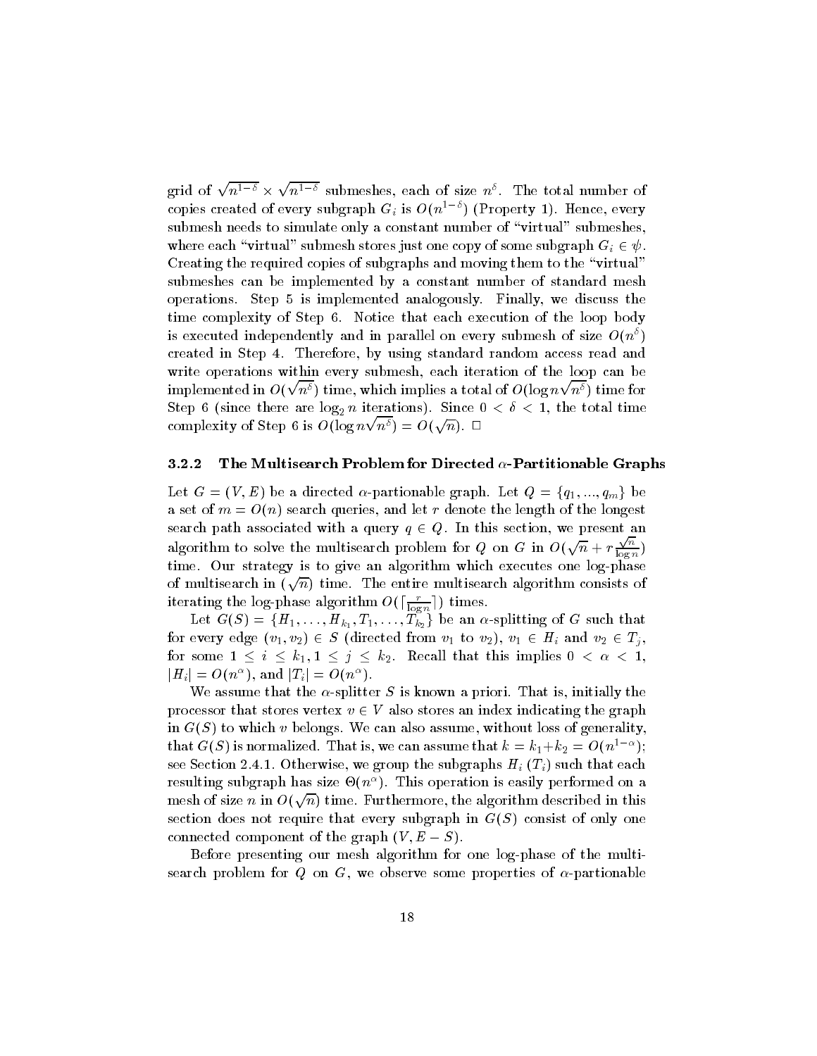grid of $\sqrt{n^{1-\delta}} \times \sqrt{n^{1-\delta}}$ submeshes, each of size $n^\delta$. The total number of copies created of every subgraph $G_i$ is $O(n^{1-\delta})$ (Property 1). Hence, every submesh needs to simulate only a constant number of "virtual" submeshes, where each "virtual" submesh stores just one copy of some subgraph $G_i \in \psi$. Creating the required copies of subgraphs and moving them to the "virtual" submeshes can be implemented by a constant number of standard mesh operations. Step 5 is implemented analogously. Finally, we discuss the time complexity of Step 6. Notice that each execution of the loop body is executed independently and in parallel on every submesh of size $O(n^\delta)$ created in Step 4. Therefore, by using standard random access read and write operations within every submesh, each iteration of the loop can be implemented in $O(\sqrt{n^\delta})$ time, which implies a total of $O(\log n \sqrt{n^\delta})$ time for Step 6 (since there are $\log_2 n$ iterations). Since $0 < \delta < 1$, the total time complexity of Step 6 is $O(\log n \sqrt{n^\delta}) = O(\sqrt{n})$. □

### 3.2.2 The Multisearch Problem for Directed $\alpha$-Partitionable Graphs

Let $G = (V, E)$ be a directed $\alpha$-partionable graph. Let $Q = \{q_1, ..., q_m\}$ be a set of $m = O(n)$ search queries, and let $r$ denote the length of the longest search path associated with a query $q \in Q$. In this section, we present an algorithm to solve the multisearch problem for $Q$ on $G$ in $O(\sqrt{n} + r\frac{\sqrt{n}}{\log n})$ time. Our strategy is to give an algorithm which executes one log-phase of multisearch in $(\sqrt{n})$ time. The entire multisearch algorithm consists of iterating the log-phase algorithm $O(\lceil \frac{r}{\log n} \rceil)$ times.

Let $G(S) = \{H_1, \ldots, H_{k_1}, T_1, \ldots, T_{k_2}\}$ be an $\alpha$-splitting of $G$ such that for every edge $(v_1, v_2) \in S$ (directed from $v_1$ to $v_2$), $v_1 \in H_i$ and $v_2 \in T_j$, for some $1 \leq i \leq k_1, 1 \leq j \leq k_2$. Recall that this implies $0 < \alpha < 1$, $|H_i| = O(n^\alpha)$, and $|T_i| = O(n^\alpha)$.

We assume that the $\alpha$-splitter $S$ is known a priori. That is, initially the processor that stores vertex $v \in V$ also stores an index indicating the graph in $G(S)$ to which $v$ belongs. We can also assume, without loss of generality, that $G(S)$ is normalized. That is, we can assume that $k = k_1 + k_2 = O(n^{1-\alpha})$; see Section 2.4.1. Otherwise, we group the subgraphs $H_i$ ($T_i$) such that each resulting subgraph has size $\Theta(n^\alpha)$. This operation is easily performed on a mesh of size $n$ in $O(\sqrt{n})$ time. Furthermore, the algorithm described in this section does not require that every subgraph in $G(S)$ consist of only one connected component of the graph $(V, E - S)$.

Before presenting our mesh algorithm for one log-phase of the multisearch problem for $Q$ on $G$, we observe some properties of $\alpha$-partionable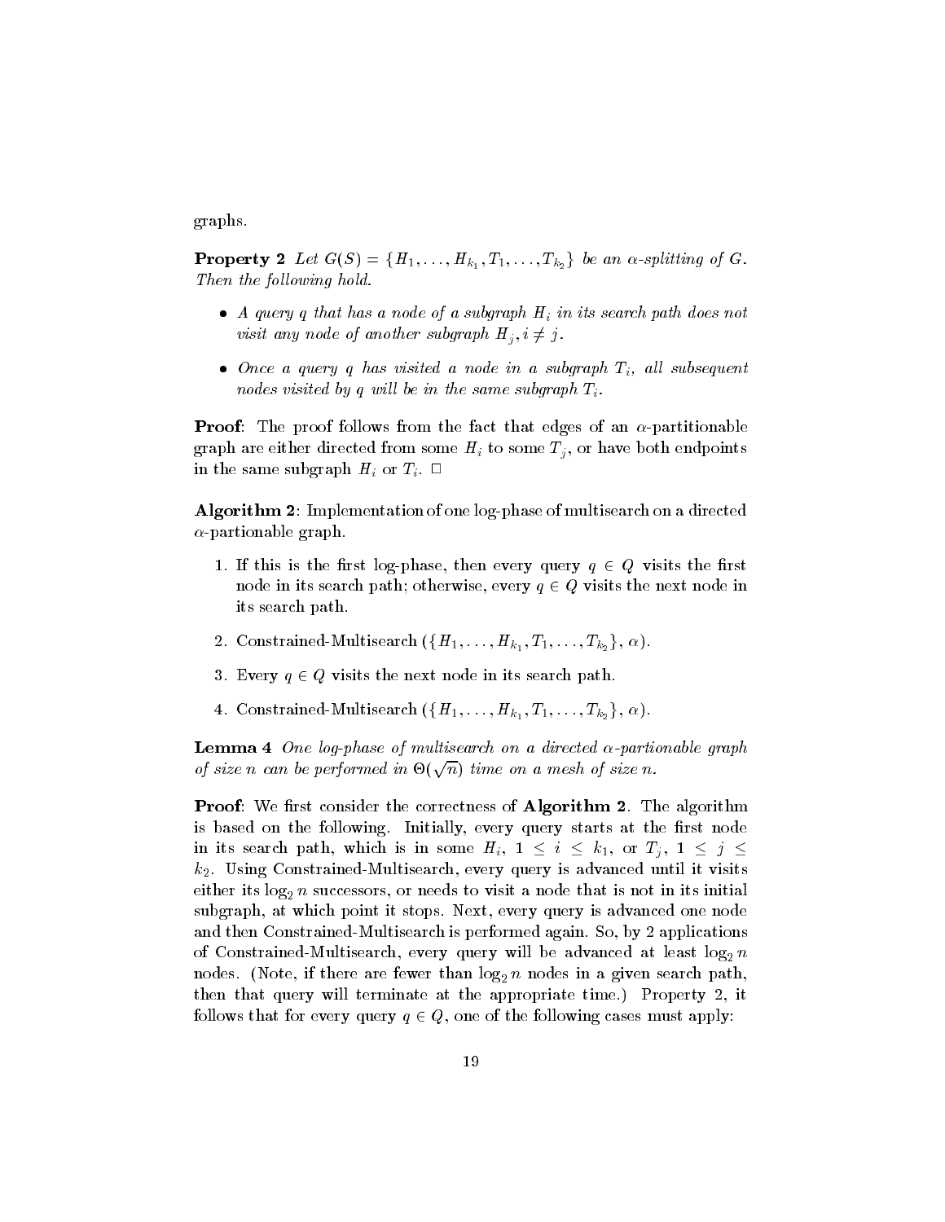graphs.

**Property 2** *Let $G(S) = \{H_1, \ldots, H_{k_1}, T_1, \ldots, T_{k_2}\}$ be an $\alpha$-splitting of $G$. Then the following hold.*

- *A query $q$ that has a node of a subgraph $H_i$ in its search path does not visit any node of another subgraph $H_j, i \neq j$.*
- *Once a query $q$ has visited a node in a subgraph $T_i$, all subsequent nodes visited by $q$ will be in the same subgraph $T_i$.*

**Proof**: The proof follows from the fact that edges of an $\alpha$-partitionable graph are either directed from some $H_i$ to some $T_j$, or have both endpoints in the same subgraph $H_i$ or $T_i$. □

**Algorithm 2**: Implementation of one log-phase of multisearch on a directed $\alpha$-partionable graph.

1. If this is the first log-phase, then every query $q \in Q$ visits the first node in its search path; otherwise, every $q \in Q$ visits the next node in its search path.
2. Constrained-Multisearch ($\{H_1, \ldots, H_{k_1}, T_1, \ldots, T_{k_2}\}$, $\alpha$).
3. Every $q \in Q$ visits the next node in its search path.
4. Constrained-Multisearch ($\{H_1, \ldots, H_{k_1}, T_1, \ldots, T_{k_2}\}$, $\alpha$).

**Lemma 4** *One log-phase of multisearch on a directed $\alpha$-partionable graph of size $n$ can be performed in $\Theta(\sqrt{n})$ time on a mesh of size $n$.*

**Proof**: We first consider the correctness of **Algorithm 2**. The algorithm is based on the following. Initially, every query starts at the first node in its search path, which is in some $H_i$, $1 \leq i \leq k_1$, or $T_j$, $1 \leq j \leq k_2$. Using Constrained-Multisearch, every query is advanced until it visits either its $\log_2 n$ successors, or needs to visit a node that is not in its initial subgraph, at which point it stops. Next, every query is advanced one node and then Constrained-Multisearch is performed again. So, by 2 applications of Constrained-Multisearch, every query will be advanced at least $\log_2 n$ nodes. (Note, if there are fewer than $\log_2 n$ nodes in a given search path, then that query will terminate at the appropriate time.) Property 2, it follows that for every query $q \in Q$, one of the following cases must apply: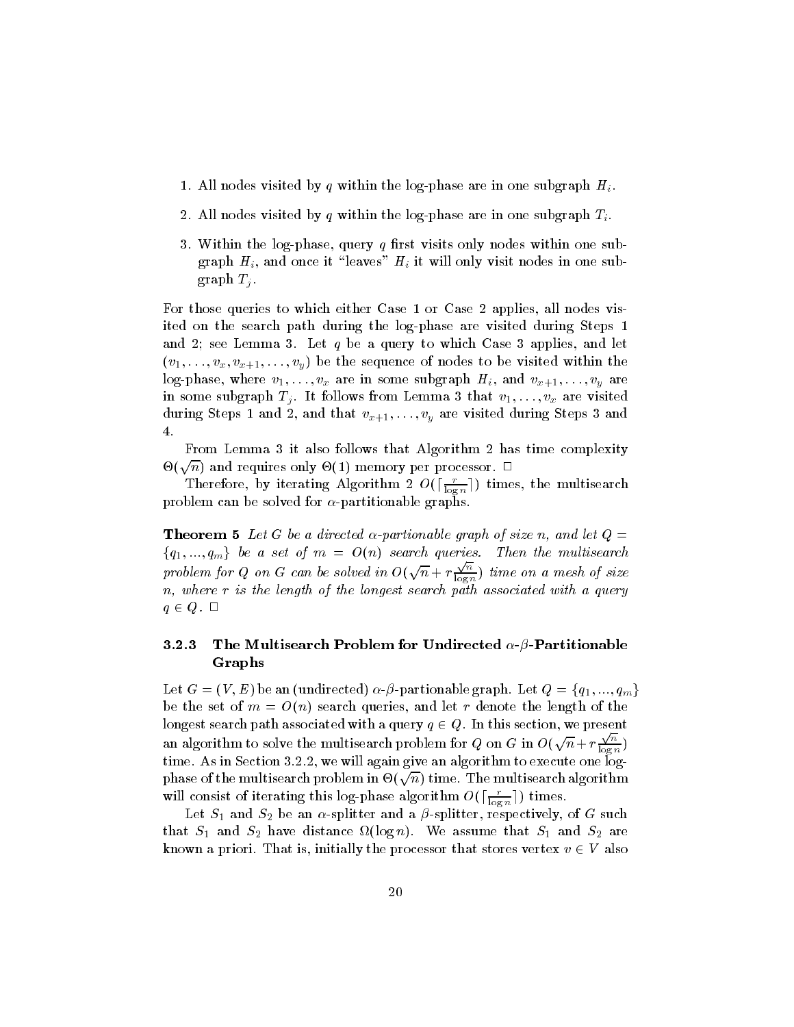1. All nodes visited by $q$ within the log-phase are in one subgraph $H_i$.
2. All nodes visited by $q$ within the log-phase are in one subgraph $T_i$.
3. Within the log-phase, query $q$ first visits only nodes within one subgraph $H_i$, and once it "leaves" $H_i$ it will only visit nodes in one subgraph $T_j$.

For those queries to which either Case 1 or Case 2 applies, all nodes visited on the search path during the log-phase are visited during Steps 1 and 2; see Lemma 3. Let $q$ be a query to which Case 3 applies, and let $(v_1, \ldots, v_x, v_{x+1}, \ldots, v_y)$ be the sequence of nodes to be visited within the log-phase, where $v_1, \ldots, v_x$ are in some subgraph $H_i$, and $v_{x+1}, \ldots, v_y$ are in some subgraph $T_j$. It follows from Lemma 3 that $v_1, \ldots, v_x$ are visited during Steps 1 and 2, and that $v_{x+1}, \ldots, v_y$ are visited during Steps 3 and 4.

From Lemma 3 it also follows that Algorithm 2 has time complexity $\Theta(\sqrt{n})$ and requires only $\Theta(1)$ memory per processor. □

Therefore, by iterating Algorithm 2 $O(\lceil \frac{r}{\log n} \rceil)$ times, the multisearch problem can be solved for $\alpha$-partitionable graphs.

**Theorem 5** *Let $G$ be a directed $\alpha$-partionable graph of size $n$, and let $Q = \{q_1, ..., q_m\}$ be a set of $m = O(n)$ search queries. Then the multisearch problem for $Q$ on $G$ can be solved in $O(\sqrt{n} + r\frac{\sqrt{n}}{\log n})$ time on a mesh of size $n$, where $r$ is the length of the longest search path associated with a query $q \in Q$.* □

### 3.2.3 The Multisearch Problem for Undirected $\alpha$-$\beta$-Partitionable Graphs

Let $G = (V, E)$ be an (undirected) $\alpha$-$\beta$-partionable graph. Let $Q = \{q_1, ..., q_m\}$ be the set of $m = O(n)$ search queries, and let $r$ denote the length of the longest search path associated with a query $q \in Q$. In this section, we present an algorithm to solve the multisearch problem for $Q$ on $G$ in $O(\sqrt{n} + r\frac{\sqrt{n}}{\log n})$ time. As in Section 3.2.2, we will again give an algorithm to execute one log-phase of the multisearch problem in $\Theta(\sqrt{n})$ time. The multisearch algorithm will consist of iterating this log-phase algorithm $O(\lceil \frac{r}{\log n} \rceil)$ times.

Let $S_1$ and $S_2$ be an $\alpha$-splitter and a $\beta$-splitter, respectively, of $G$ such that $S_1$ and $S_2$ have distance $\Omega(\log n)$. We assume that $S_1$ and $S_2$ are known a priori. That is, initially the processor that stores vertex $v \in V$ also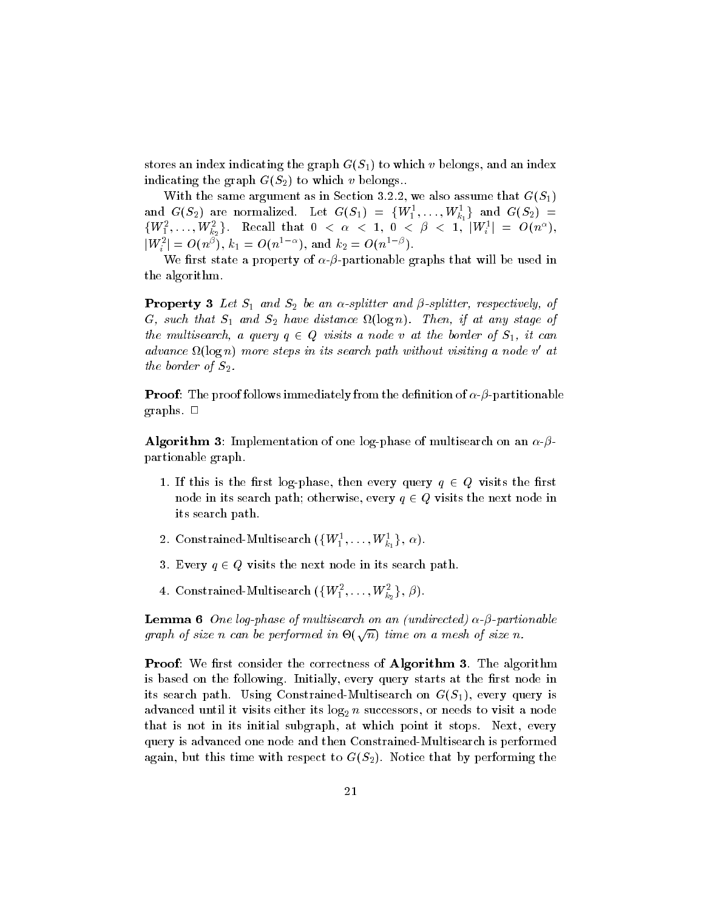stores an index indicating the graph $G(S_1)$ to which $v$ belongs, and an index indicating the graph $G(S_2)$ to which $v$ belongs..

With the same argument as in Section 3.2.2, we also assume that $G(S_1)$ and $G(S_2)$ are normalized. Let $G(S_1) = \{W_1^1, \ldots, W_{k_1}^1\}$ and $G(S_2) = \{W_1^2, \ldots, W_{k_2}^2\}$. Recall that $0 < \alpha < 1$, $0 < \beta < 1$, $|W_i^1| = O(n^\alpha)$, $|W_i^2| = O(n^\beta)$, $k_1 = O(n^{1-\alpha})$, and $k_2 = O(n^{1-\beta})$.

We first state a property of $\alpha$-$\beta$-partionable graphs that will be used in the algorithm.

**Property 3** *Let $S_1$ and $S_2$ be an $\alpha$-splitter and $\beta$-splitter, respectively, of $G$, such that $S_1$ and $S_2$ have distance $\Omega(\log n)$. Then, if at any stage of the multisearch, a query $q \in Q$ visits a node $v$ at the border of $S_1$, it can advance $\Omega(\log n)$ more steps in its search path without visiting a node $v'$ at the border of $S_2$.*

**Proof**: The proof follows immediately from the definition of $\alpha$-$\beta$-partitionable graphs. □

**Algorithm 3**: Implementation of one log-phase of multisearch on an $\alpha$-$\beta$-partionable graph.

1. If this is the first log-phase, then every query $q \in Q$ visits the first node in its search path; otherwise, every $q \in Q$ visits the next node in its search path.
2. Constrained-Multisearch ($\{W_1^1, \ldots, W_{k_1}^1\}$, $\alpha$).
3. Every $q \in Q$ visits the next node in its search path.
4. Constrained-Multisearch ($\{W_1^2, \ldots, W_{k_2}^2\}$, $\beta$).

**Lemma 6** *One log-phase of multisearch on an (undirected) $\alpha$-$\beta$-partionable graph of size $n$ can be performed in $\Theta(\sqrt{n})$ time on a mesh of size $n$.*

**Proof**: We first consider the correctness of **Algorithm 3**. The algorithm is based on the following. Initially, every query starts at the first node in its search path. Using Constrained-Multisearch on $G(S_1)$, every query is advanced until it visits either its $\log_2 n$ successors, or needs to visit a node that is not in its initial subgraph, at which point it stops. Next, every query is advanced one node and then Constrained-Multisearch is performed again, but this time with respect to $G(S_2)$. Notice that by performing the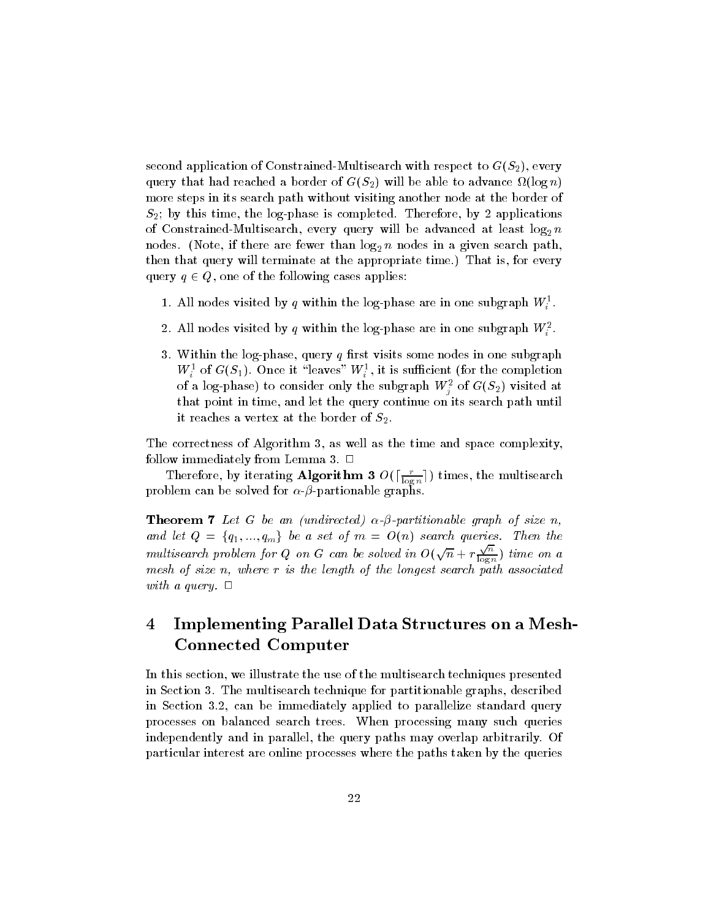second application of Constrained-Multisearch with respect to $G(S_2)$, every query that had reached a border of $G(S_2)$ will be able to advance $\Omega(\log n)$ more steps in its search path without visiting another node at the border of $S_2$; by this time, the log-phase is completed. Therefore, by 2 applications of Constrained-Multisearch, every query will be advanced at least $\log_2 n$ nodes. (Note, if there are fewer than $\log_2 n$ nodes in a given search path, then that query will terminate at the appropriate time.) That is, for every query $q \in Q$, one of the following cases applies:

1. All nodes visited by $q$ within the log-phase are in one subgraph $W_i^1$.
2. All nodes visited by $q$ within the log-phase are in one subgraph $W_i^2$.
3. Within the log-phase, query $q$ first visits some nodes in one subgraph $W_i^1$ of $G(S_1)$. Once it "leaves" $W_i^1$, it is sufficient (for the completion of a log-phase) to consider only the subgraph $W_j^2$ of $G(S_2)$ visited at that point in time, and let the query continue on its search path until it reaches a vertex at the border of $S_2$.

The correctness of Algorithm 3, as well as the time and space complexity, follow immediately from Lemma 3. □

Therefore, by iterating **Algorithm 3** $O(\lceil \frac{r}{\log n} \rceil)$ times, the multisearch problem can be solved for $\alpha$-$\beta$-partionable graphs.

**Theorem 7** *Let $G$ be an (undirected) $\alpha$-$\beta$-partitionable graph of size $n$, and let $Q = \{q_1, ..., q_m\}$ be a set of $m = O(n)$ search queries. Then the multisearch problem for $Q$ on $G$ can be solved in $O(\sqrt{n} + r\frac{\sqrt{n}}{\log n})$ time on a mesh of size $n$, where $r$ is the length of the longest search path associated with a query.* □

# 4 Implementing Parallel Data Structures on a Mesh-Connected Computer

In this section, we illustrate the use of the multisearch techniques presented in Section 3. The multisearch technique for partitionable graphs, described in Section 3.2, can be immediately applied to parallelize standard query processes on balanced search trees. When processing many such queries independently and in parallel, the query paths may overlap arbitrarily. Of particular interest are online processes where the paths taken by the queries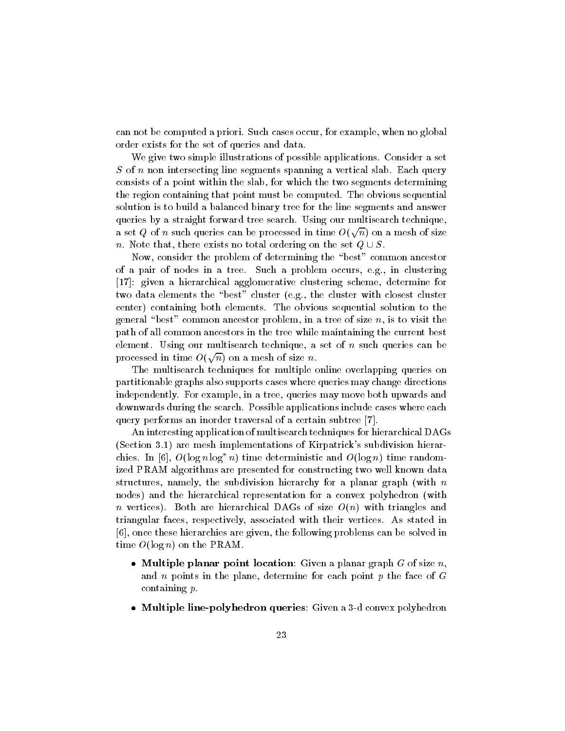can not be computed a priori. Such cases occur, for example, when no global order exists for the set of queries and data.

We give two simple illustrations of possible applications. Consider a set $S$ of $n$ non intersecting line segments spanning a vertical slab. Each query consists of a point within the slab, for which the two segments determining the region containing that point must be computed. The obvious sequential solution is to build a balanced binary tree for the line segments and answer queries by a straight forward tree search. Using our multisearch technique, a set $Q$ of $n$ such queries can be processed in time $O(\sqrt{n})$ on a mesh of size $n$. Note that, there exists no total ordering on the set $Q \cup S$.

Now, consider the problem of determining the "best" common ancestor of a pair of nodes in a tree. Such a problem occurs, e.g., in clustering [17]: given a hierarchical agglomerative clustering scheme, determine for two data elements the "best" cluster (e.g., the cluster with closest cluster center) containing both elements. The obvious sequential solution to the general "best" common ancestor problem, in a tree of size $n$, is to visit the path of all common ancestors in the tree while maintaining the current best element. Using our multisearch technique, a set of $n$ such queries can be processed in time $O(\sqrt{n})$ on a mesh of size $n$.

The multisearch techniques for multiple online overlapping queries on partitionable graphs also supports cases where queries may change directions independently. For example, in a tree, queries may move both upwards and downwards during the search. Possible applications include cases where each query performs an inorder traversal of a certain subtree [7].

An interesting application of multisearch techniques for hierarchical DAGs (Section 3.1) are mesh implementations of Kirpatrick's subdivision hierarchies. In [6], $O(\log n \log^* n)$ time deterministic and $O(\log n)$ time randomized PRAM algorithms are presented for constructing two well known data structures, namely, the subdivision hierarchy for a planar graph (with $n$ nodes) and the hierarchical representation for a convex polyhedron (with $n$ vertices). Both are hierarchical DAGs of size $O(n)$ with triangles and triangular faces, respectively, associated with their vertices. As stated in [6], once these hierarchies are given, the following problems can be solved in time $O(\log n)$ on the PRAM.

- **Multiple planar point location**: Given a planar graph $G$ of size $n$, and $n$ points in the plane, determine for each point $p$ the face of $G$ containing $p$.
- **Multiple line-polyhedron queries**: Given a 3-d convex polyhedron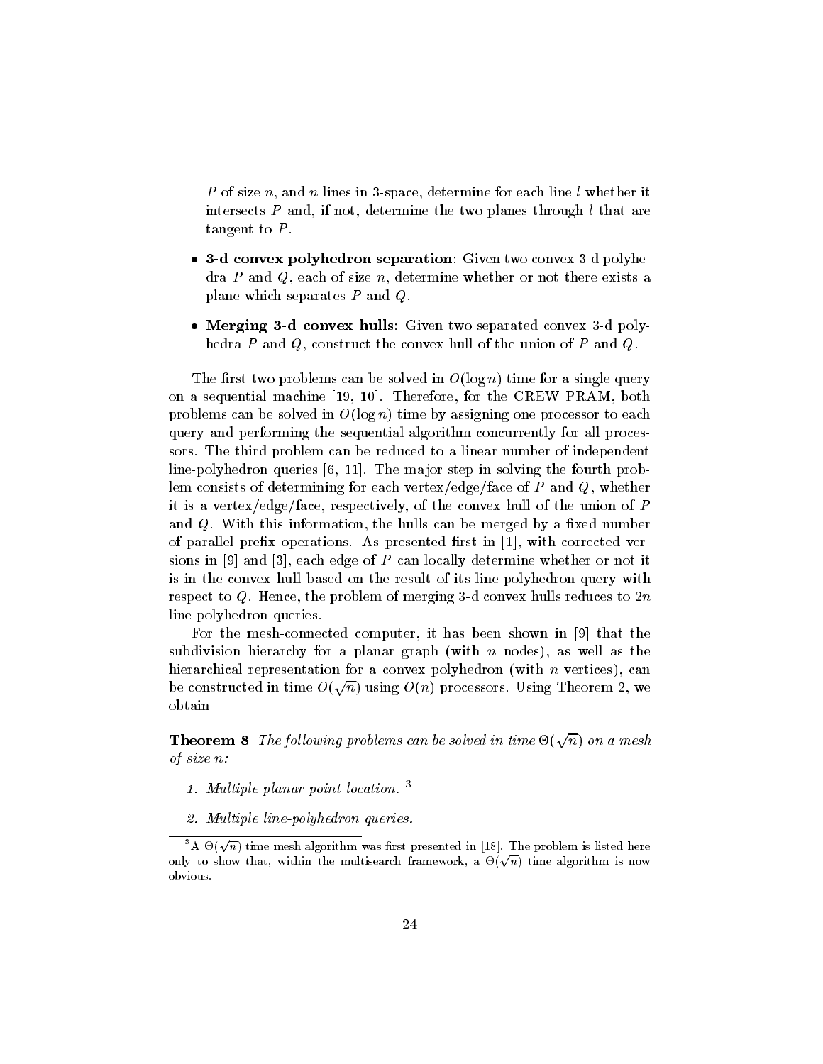$P$ of size $n$, and $n$ lines in 3-space, determine for each line $l$ whether it intersects $P$ and, if not, determine the two planes through $l$ that are tangent to $P$.

- **3-d convex polyhedron separation**: Given two convex 3-d polyhedra $P$ and $Q$, each of size $n$, determine whether or not there exists a plane which separates $P$ and $Q$.
- **Merging 3-d convex hulls**: Given two separated convex 3-d polyhedra $P$ and $Q$, construct the convex hull of the union of $P$ and $Q$.

The first two problems can be solved in $O(\log n)$ time for a single query on a sequential machine [19, 10]. Therefore, for the CREW PRAM, both problems can be solved in $O(\log n)$ time by assigning one processor to each query and performing the sequential algorithm concurrently for all processors. The third problem can be reduced to a linear number of independent line-polyhedron queries [6, 11]. The major step in solving the fourth problem consists of determining for each vertex/edge/face of $P$ and $Q$, whether it is a vertex/edge/face, respectively, of the convex hull of the union of $P$ and $Q$. With this information, the hulls can be merged by a fixed number of parallel prefix operations. As presented first in [1], with corrected versions in [9] and [3], each edge of $P$ can locally determine whether or not it is in the convex hull based on the result of its line-polyhedron query with respect to $Q$. Hence, the problem of merging 3-d convex hulls reduces to $2n$ line-polyhedron queries.

For the mesh-connected computer, it has been shown in [9] that the subdivision hierarchy for a planar graph (with $n$ nodes), as well as the hierarchical representation for a convex polyhedron (with $n$ vertices), can be constructed in time $O(\sqrt{n})$ using $O(n)$ processors. Using Theorem 2, we obtain

**Theorem 8** *The following problems can be solved in time $\Theta(\sqrt{n})$ on a mesh of size $n$:*

1. *Multiple planar point location.* [3]
2. *Multiple line-polyhedron queries.*

[3] A $\Theta(\sqrt{n})$ time mesh algorithm was first presented in [18]. The problem is listed here only to show that, within the multisearch framework, a $\Theta(\sqrt{n})$ time algorithm is now obvious.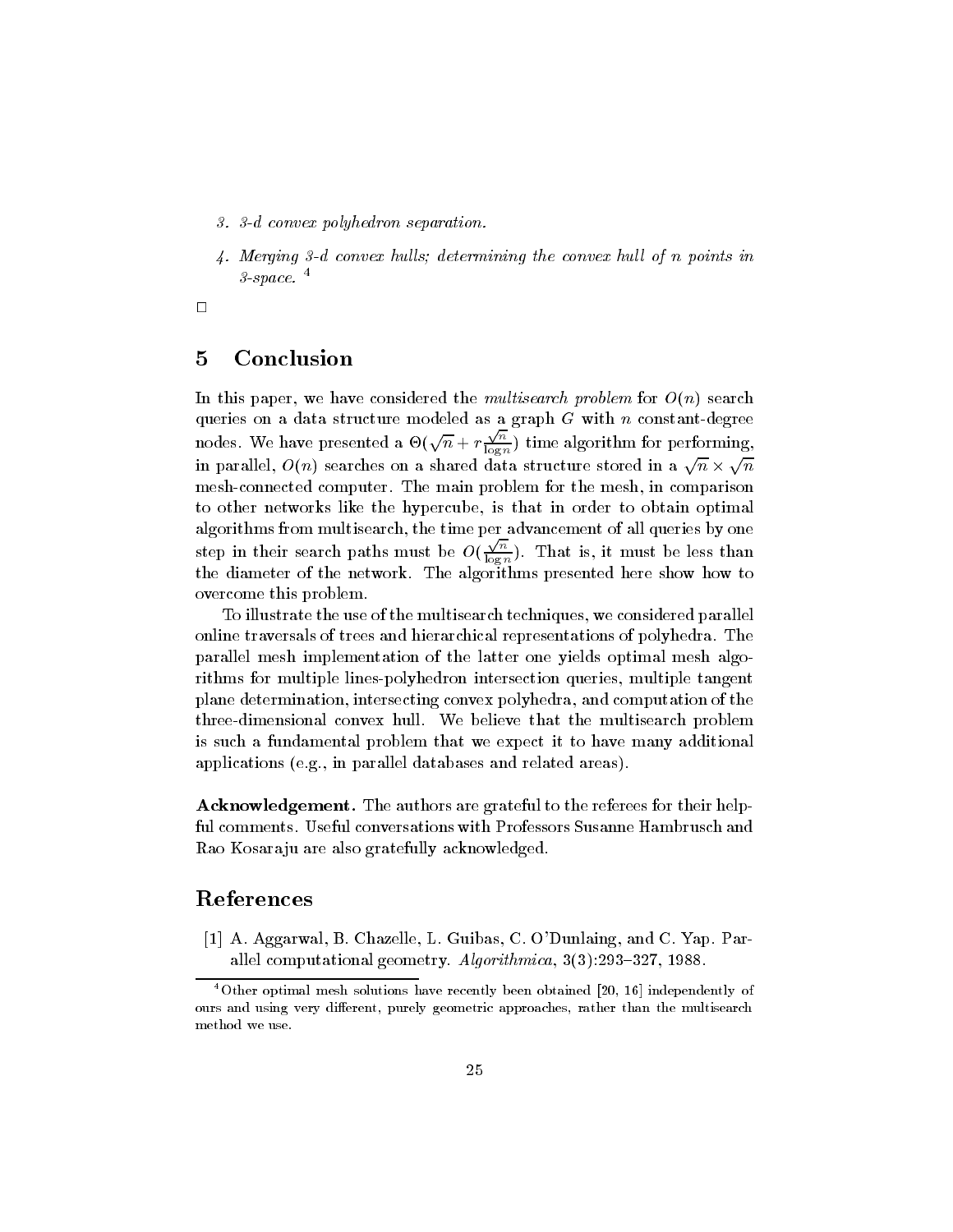3. *3-d convex polyhedron separation.*

4. *Merging 3-d convex hulls; determining the convex hull of n points in 3-space.* [4]

□

## 5 Conclusion

In this paper, we have considered the *multisearch problem* for $O(n)$ search queries on a data structure modeled as a graph $G$ with $n$ constant-degree nodes. We have presented a $\Theta(\sqrt{n} + r\frac{\sqrt{n}}{\log n})$ time algorithm for performing, in parallel, $O(n)$ searches on a shared data structure stored in a $\sqrt{n} \times \sqrt{n}$ mesh-connected computer. The main problem for the mesh, in comparison to other networks like the hypercube, is that in order to obtain optimal algorithms from multisearch, the time per advancement of all queries by one step in their search paths must be $O(\frac{\sqrt{n}}{\log n})$. That is, it must be less than the diameter of the network. The algorithms presented here show how to overcome this problem.

To illustrate the use of the multisearch techniques, we considered parallel online traversals of trees and hierarchical representations of polyhedra. The parallel mesh implementation of the latter one yields optimal mesh algorithms for multiple lines-polyhedron intersection queries, multiple tangent plane determination, intersecting convex polyhedra, and computation of the three-dimensional convex hull. We believe that the multisearch problem is such a fundamental problem that we expect it to have many additional applications (e.g., in parallel databases and related areas).

**Acknowledgement.** The authors are grateful to the referees for their helpful comments. Useful conversations with Professors Susanne Hambrusch and Rao Kosaraju are also gratefully acknowledged.

## References

[1] A. Aggarwal, B. Chazelle, L. Guibas, C. O'Dunlaing, and C. Yap. Parallel computational geometry. *Algorithmica*, 3(3):293–327, 1988.

[4] Other optimal mesh solutions have recently been obtained [20, 16] independently of ours and using very different, purely geometric approaches, rather than the multisearch method we use.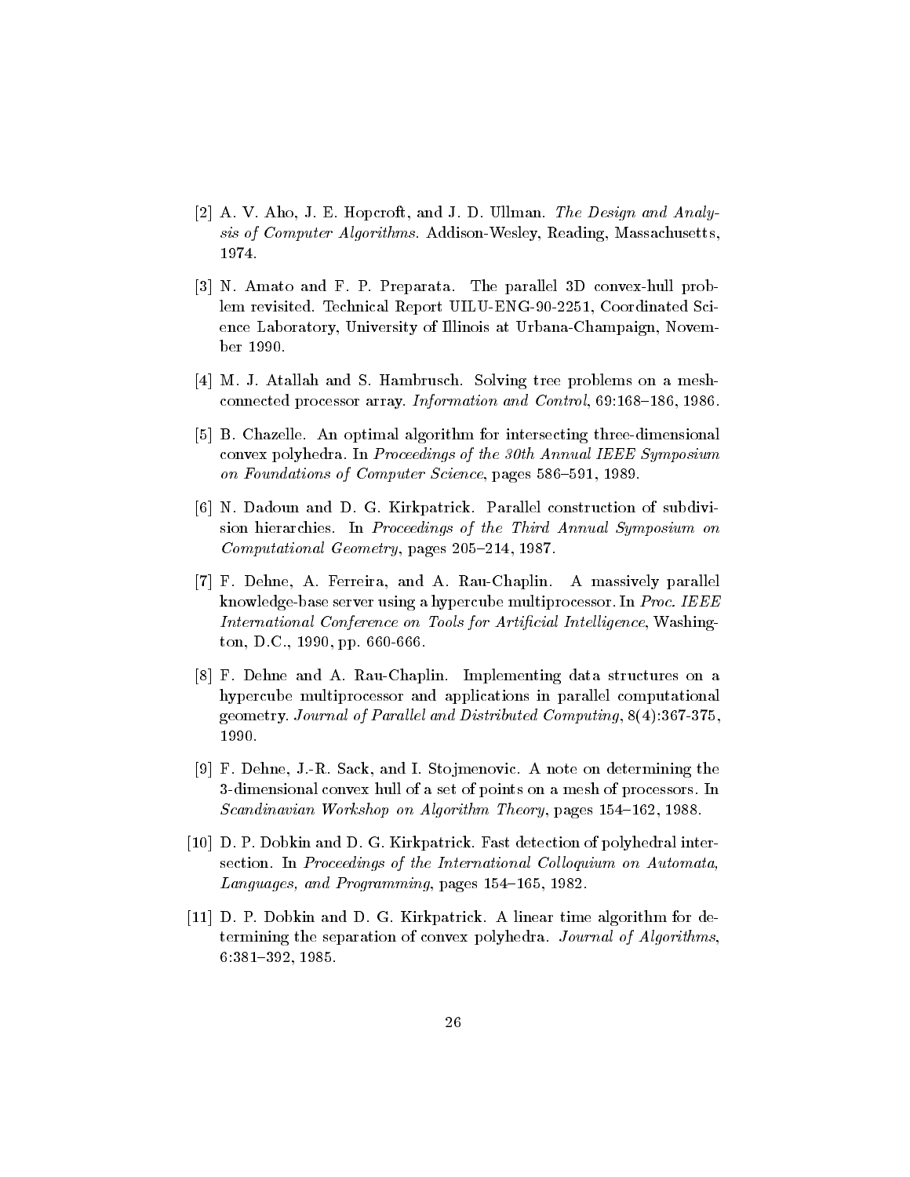[2] A. V. Aho, J. E. Hopcroft, and J. D. Ullman. *The Design and Analysis of Computer Algorithms*. Addison-Wesley, Reading, Massachusetts, 1974.

[3] N. Amato and F. P. Preparata. The parallel 3D convex-hull problem revisited. Technical Report UILU-ENG-90-2251, Coordinated Science Laboratory, University of Illinois at Urbana-Champaign, November 1990.

[4] M. J. Atallah and S. Hambrusch. Solving tree problems on a mesh-connected processor array. *Information and Control*, 69:168–186, 1986.

[5] B. Chazelle. An optimal algorithm for intersecting three-dimensional convex polyhedra. In *Proceedings of the 30th Annual IEEE Symposium on Foundations of Computer Science*, pages 586–591, 1989.

[6] N. Dadoun and D. G. Kirkpatrick. Parallel construction of subdivision hierarchies. In *Proceedings of the Third Annual Symposium on Computational Geometry*, pages 205–214, 1987.

[7] F. Dehne, A. Ferreira, and A. Rau-Chaplin. A massively parallel knowledge-base server using a hypercube multiprocessor. In *Proc. IEEE International Conference on Tools for Artificial Intelligence*, Washington, D.C., 1990, pp. 660-666.

[8] F. Dehne and A. Rau-Chaplin. Implementing data structures on a hypercube multiprocessor and applications in parallel computational geometry. *Journal of Parallel and Distributed Computing*, 8(4):367-375, 1990.

[9] F. Dehne, J.-R. Sack, and I. Stojmenovic. A note on determining the 3-dimensional convex hull of a set of points on a mesh of processors. In *Scandinavian Workshop on Algorithm Theory*, pages 154–162, 1988.

[10] D. P. Dobkin and D. G. Kirkpatrick. Fast detection of polyhedral intersection. In *Proceedings of the International Colloquium on Automata, Languages, and Programming*, pages 154–165, 1982.

[11] D. P. Dobkin and D. G. Kirkpatrick. A linear time algorithm for determining the separation of convex polyhedra. *Journal of Algorithms*, 6:381–392, 1985.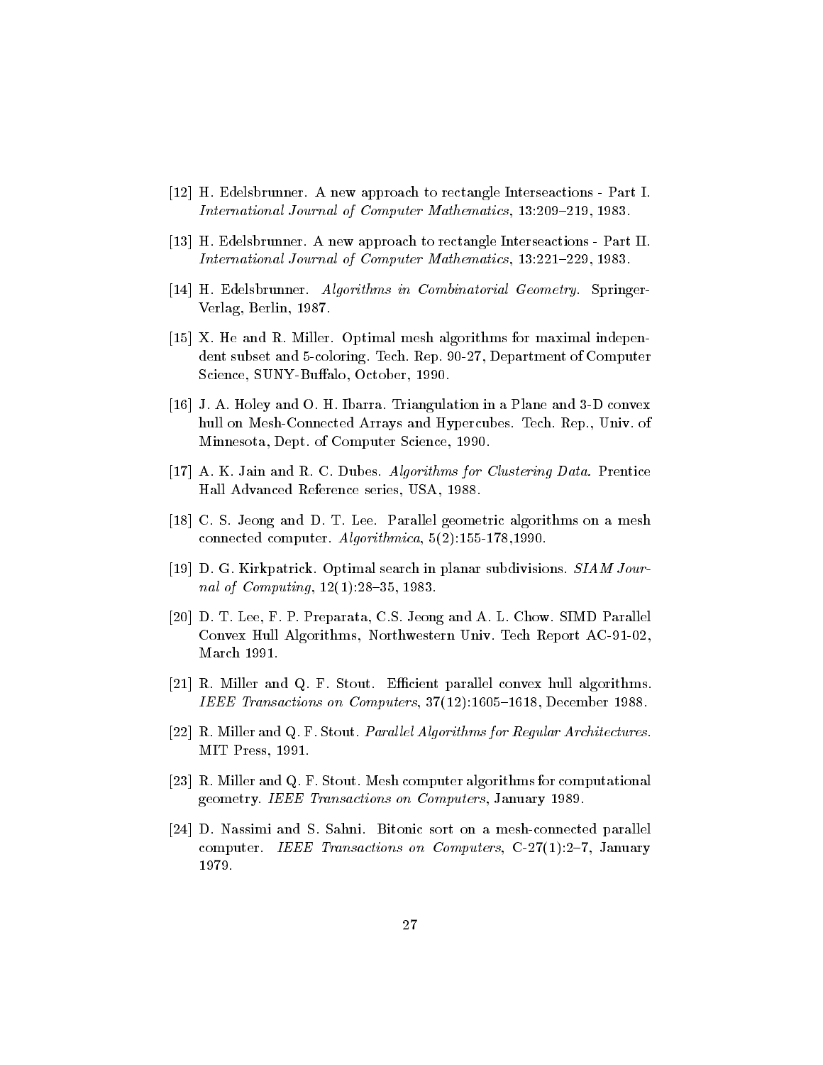[12] H. Edelsbrunner. A new approach to rectangle Interseactions - Part I. *International Journal of Computer Mathematics*, 13:209–219, 1983.

[13] H. Edelsbrunner. A new approach to rectangle Interseactions - Part II. *International Journal of Computer Mathematics*, 13:221–229, 1983.

[14] H. Edelsbrunner. *Algorithms in Combinatorial Geometry.* Springer-Verlag, Berlin, 1987.

[15] X. He and R. Miller. Optimal mesh algorithms for maximal independent subset and 5-coloring. Tech. Rep. 90-27, Department of Computer Science, SUNY-Buffalo, October, 1990.

[16] J. A. Holey and O. H. Ibarra. Triangulation in a Plane and 3-D convex hull on Mesh-Connected Arrays and Hypercubes. Tech. Rep., Univ. of Minnesota, Dept. of Computer Science, 1990.

[17] A. K. Jain and R. C. Dubes. *Algorithms for Clustering Data.* Prentice Hall Advanced Reference series, USA, 1988.

[18] C. S. Jeong and D. T. Lee. Parallel geometric algorithms on a mesh connected computer. *Algorithmica*, 5(2):155-178,1990.

[19] D. G. Kirkpatrick. Optimal search in planar subdivisions. *SIAM Journal of Computing*, 12(1):28–35, 1983.

[20] D. T. Lee, F. P. Preparata, C.S. Jeong and A. L. Chow. SIMD Parallel Convex Hull Algorithms, Northwestern Univ. Tech Report AC-91-02, March 1991.

[21] R. Miller and Q. F. Stout. Efficient parallel convex hull algorithms. *IEEE Transactions on Computers*, 37(12):1605–1618, December 1988.

[22] R. Miller and Q. F. Stout. *Parallel Algorithms for Regular Architectures.* MIT Press, 1991.

[23] R. Miller and Q. F. Stout. Mesh computer algorithms for computational geometry. *IEEE Transactions on Computers*, January 1989.

[24] D. Nassimi and S. Sahni. Bitonic sort on a mesh-connected parallel computer. *IEEE Transactions on Computers*, C-27(1):2–7, January 1979.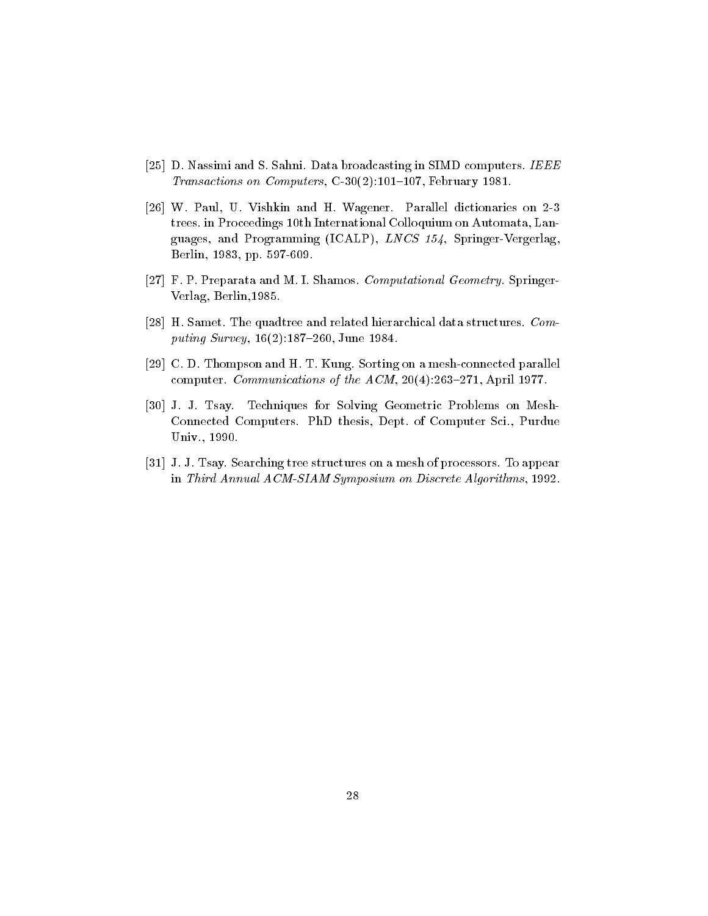[25] D. Nassimi and S. Sahni. Data broadcasting in SIMD computers. *IEEE Transactions on Computers*, C-30(2):101–107, February 1981.

[26] W. Paul, U. Vishkin and H. Wagener. Parallel dictionaries on 2-3 trees. in Proceedings 10th International Colloquium on Automata, Languages, and Programming (ICALP), *LNCS 154*, Springer-Vergerlag, Berlin, 1983, pp. 597-609.

[27] F. P. Preparata and M. I. Shamos. *Computational Geometry.* Springer-Verlag, Berlin,1985.

[28] H. Samet. The quadtree and related hierarchical data structures. *Computing Survey*, 16(2):187–260, June 1984.

[29] C. D. Thompson and H. T. Kung. Sorting on a mesh-connected parallel computer. *Communications of the ACM*, 20(4):263–271, April 1977.

[30] J. J. Tsay. Techniques for Solving Geometric Problems on Mesh-Connected Computers. PhD thesis, Dept. of Computer Sci., Purdue Univ., 1990.

[31] J. J. Tsay. Searching tree structures on a mesh of processors. To appear in *Third Annual ACM-SIAM Symposium on Discrete Algorithms*, 1992.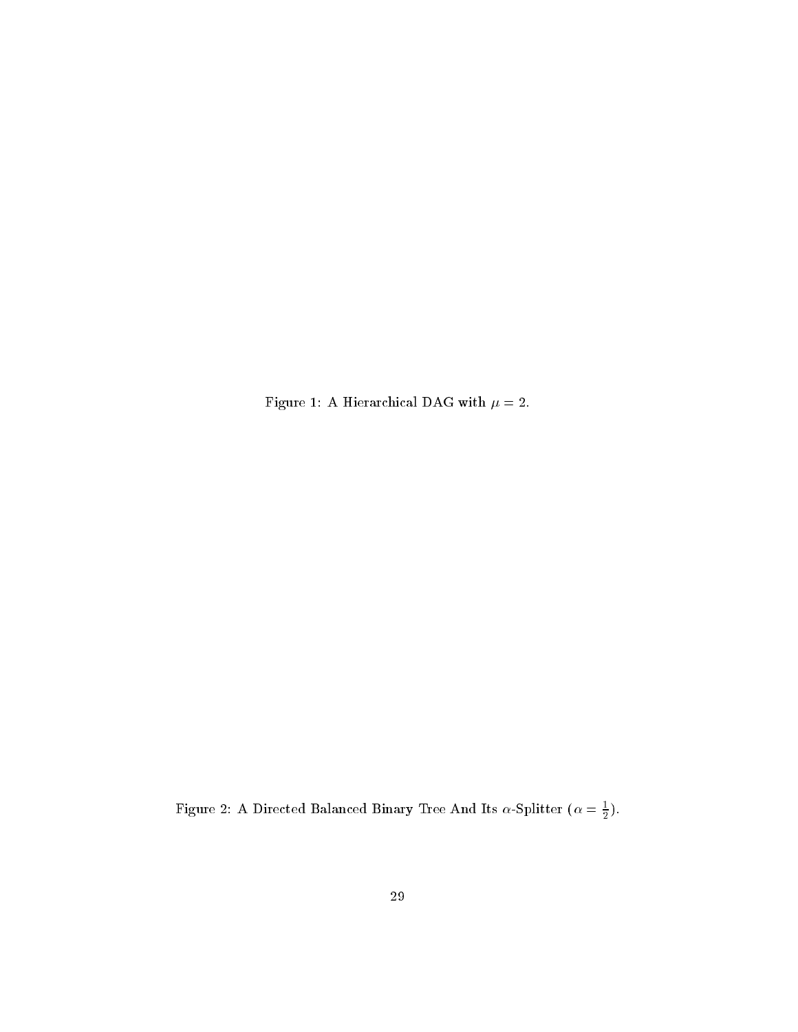Figure 1: A Hierarchical DAG with $\mu = 2$.

Figure 2: A Directed Balanced Binary Tree And Its $\alpha$-Splitter ($\alpha = \frac{1}{2}$).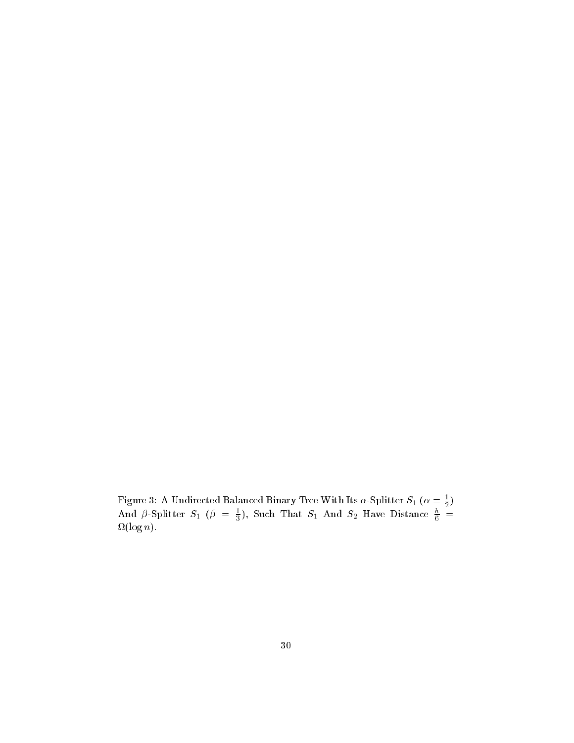Figure 3: A Undirected Balanced Binary Tree With Its $\alpha$-Splitter $S_1$ ($\alpha = \frac{1}{2}$) And $\beta$-Splitter $S_1$ ($\beta = \frac{1}{3}$), Such That $S_1$ And $S_2$ Have Distance $\frac{h}{6} = \Omega(\log n)$.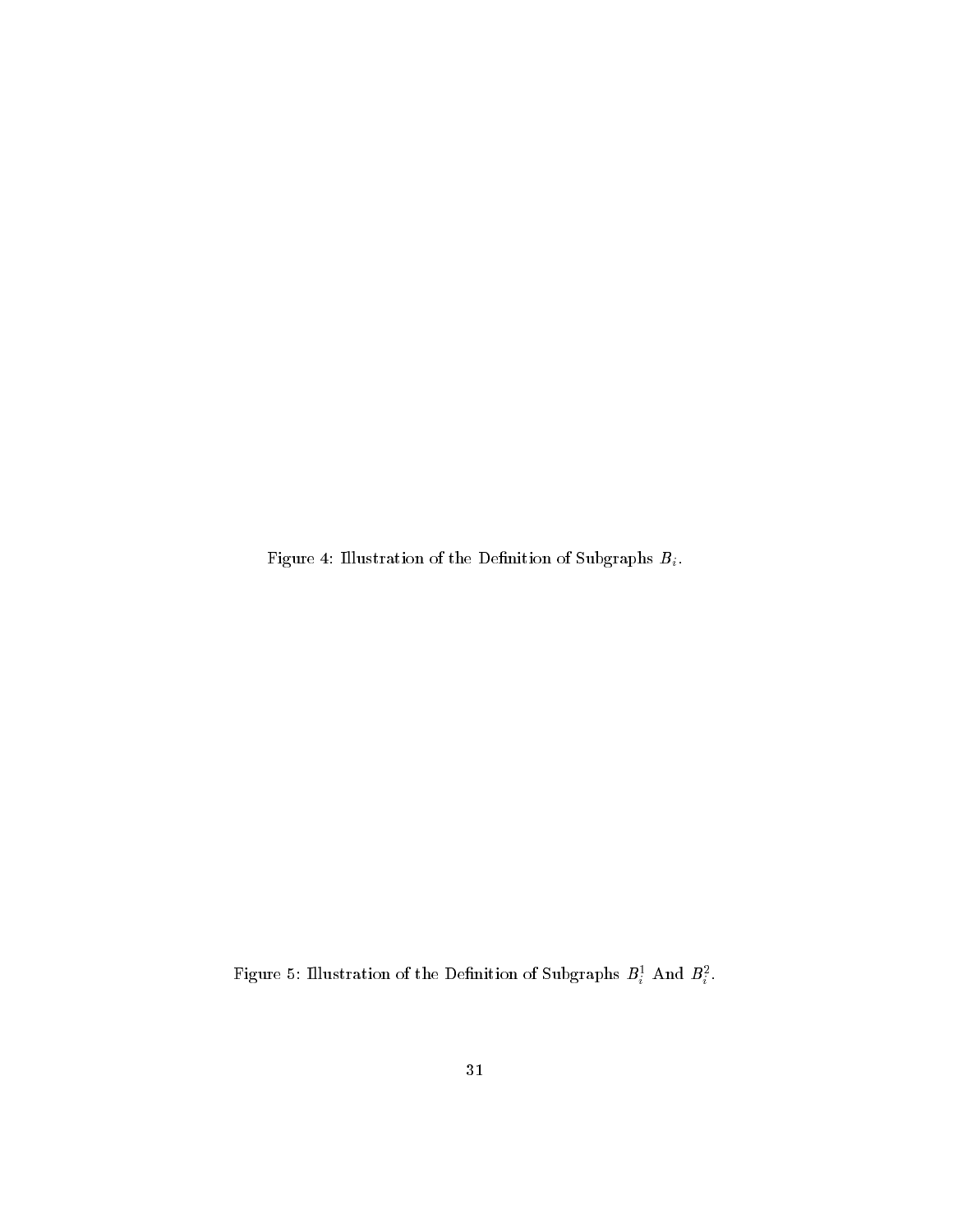Figure 4: Illustration of the Definition of Subgraphs $B_i$.

Figure 5: Illustration of the Definition of Subgraphs $B_i^1$ And $B_i^2$.